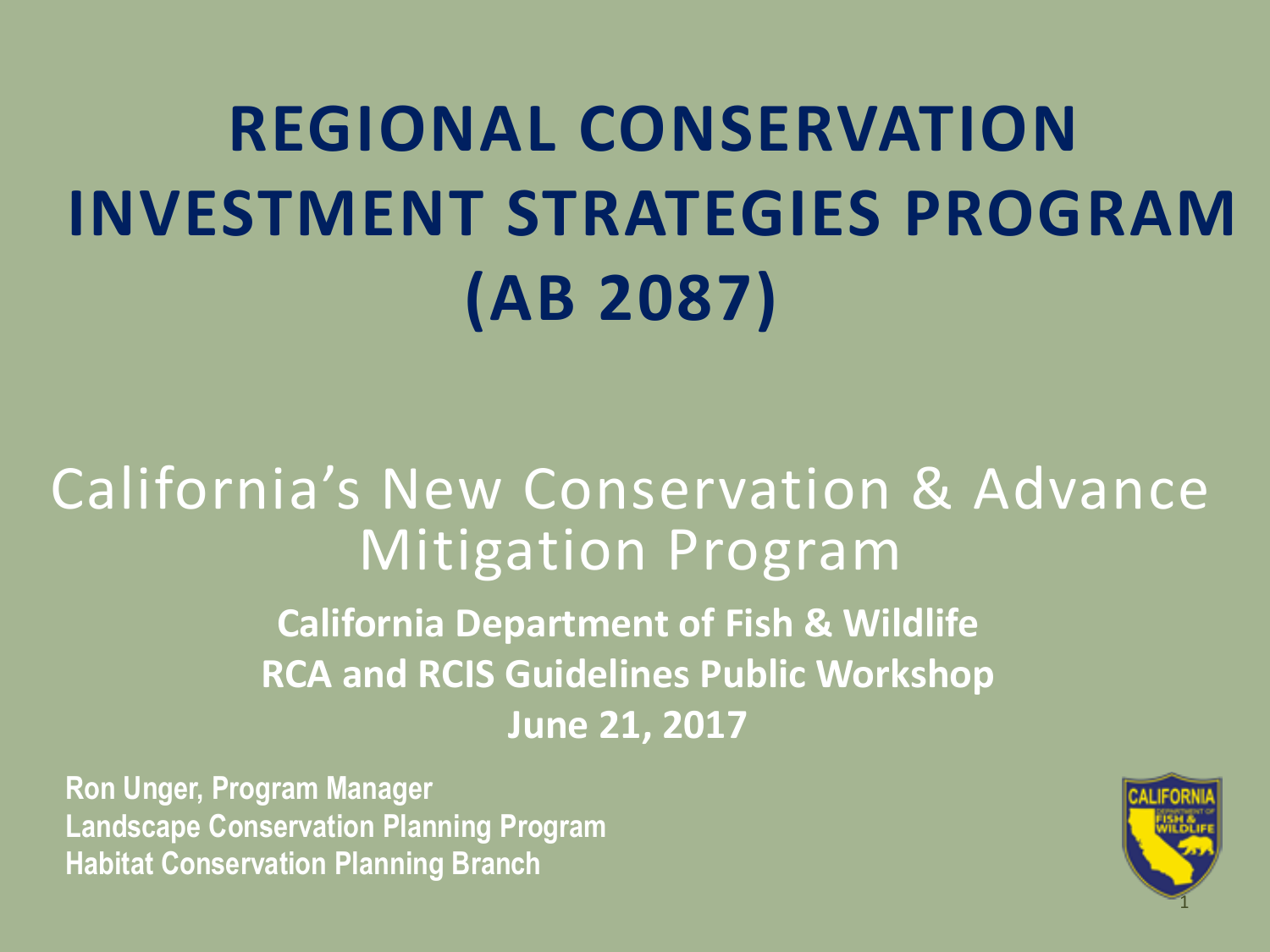# REGIONAL CONSERVATION INVESTMENT STRATEGIES PROGRAM (AB 2087)

## California's New Conservation & Advance Mitigation Program

**California Department of Fish & Wildlife**
**RCA and RCIS Guidelines Public Workshop**
**June 21, 2017**

**Ron Unger, Program Manager**
**Landscape Conservation Planning Program**
**Habitat Conservation Planning Branch**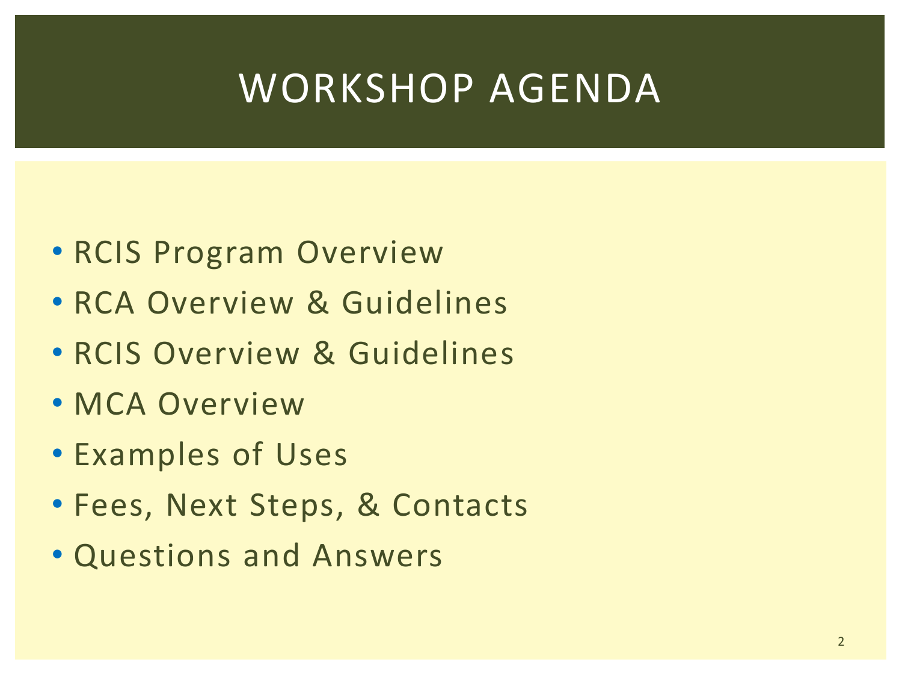# WORKSHOP AGENDA

- RCIS Program Overview
- RCA Overview & Guidelines
- RCIS Overview & Guidelines
- MCA Overview
- Examples of Uses
- Fees, Next Steps, & Contacts
- Questions and Answers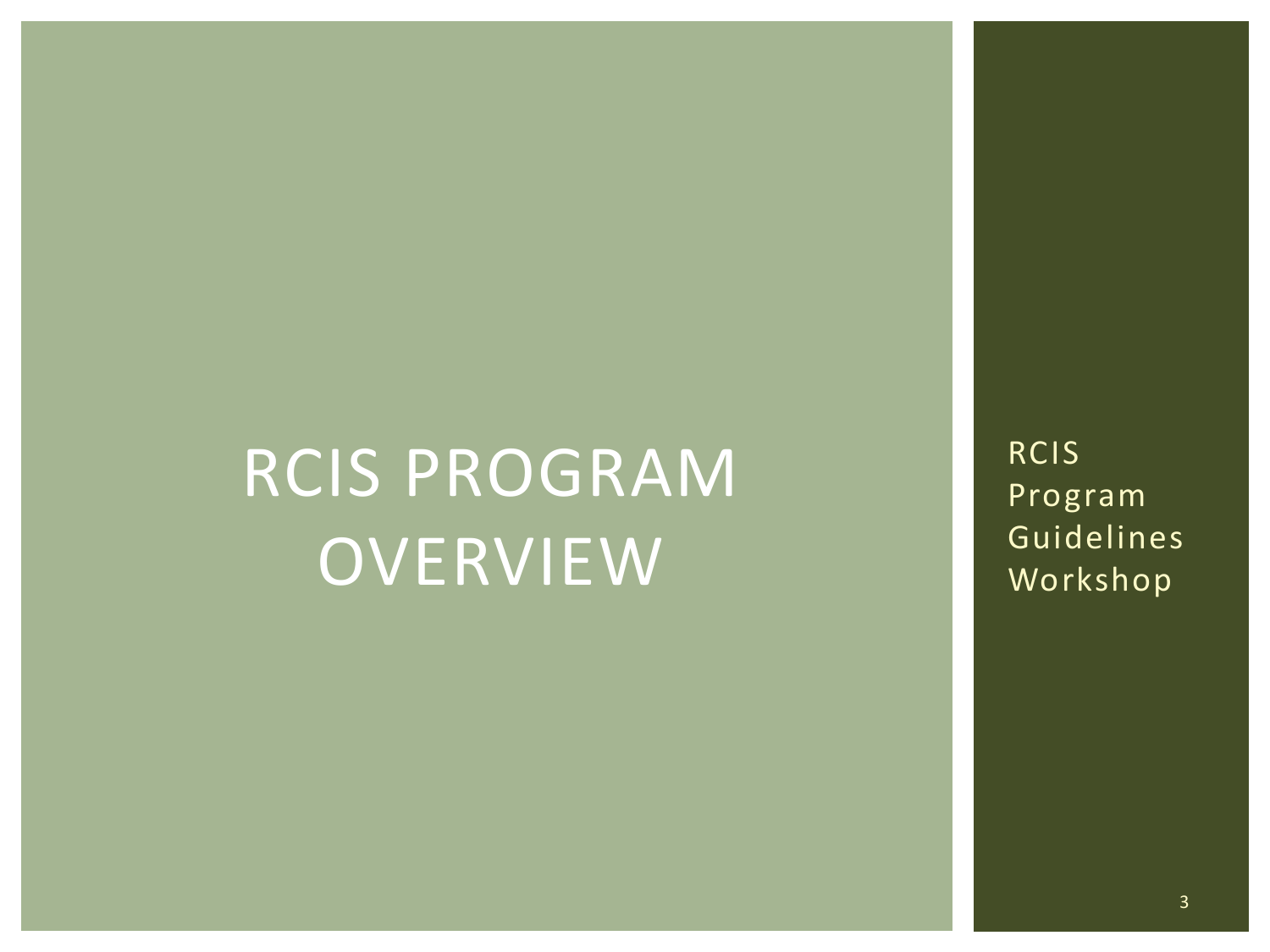# RCIS PROGRAM OVERVIEW

RCIS Program Guidelines Workshop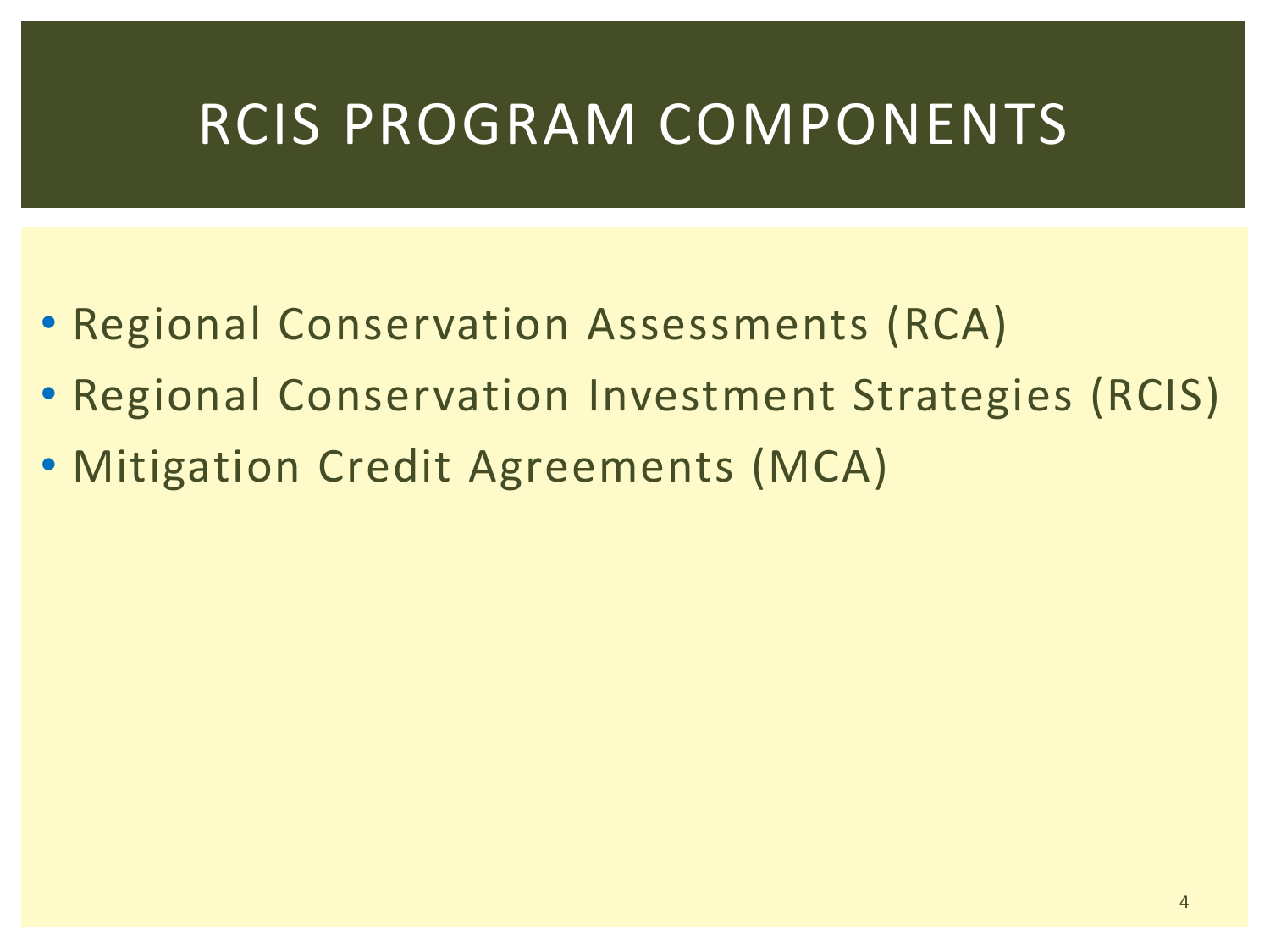# RCIS PROGRAM COMPONENTS

- Regional Conservation Assessments (RCA)
- Regional Conservation Investment Strategies (RCIS)
- Mitigation Credit Agreements (MCA)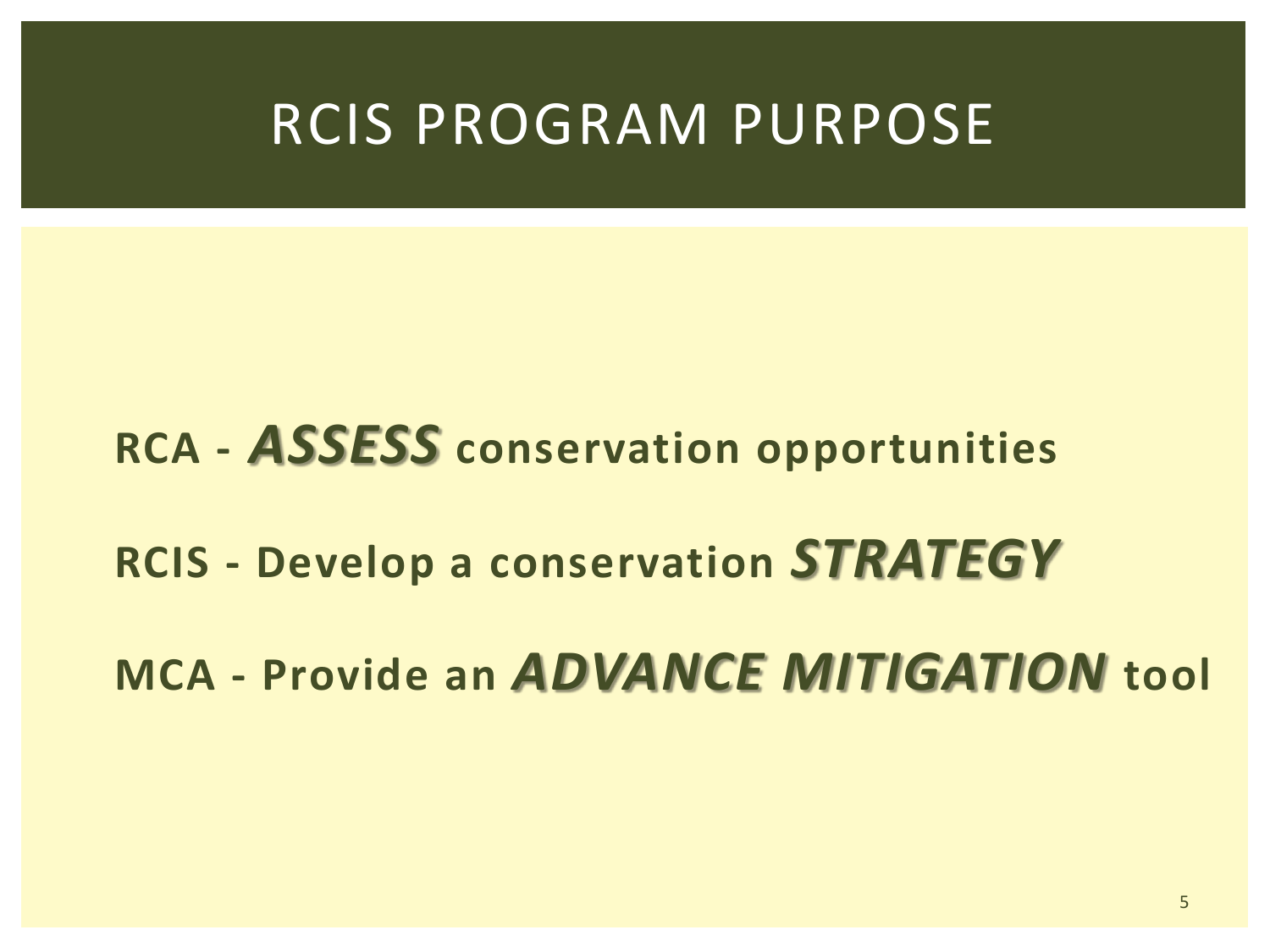# RCIS PROGRAM PURPOSE

**RCA - *ASSESS* conservation opportunities**

**RCIS - Develop a conservation *STRATEGY***

**MCA - Provide an *ADVANCE MITIGATION* tool**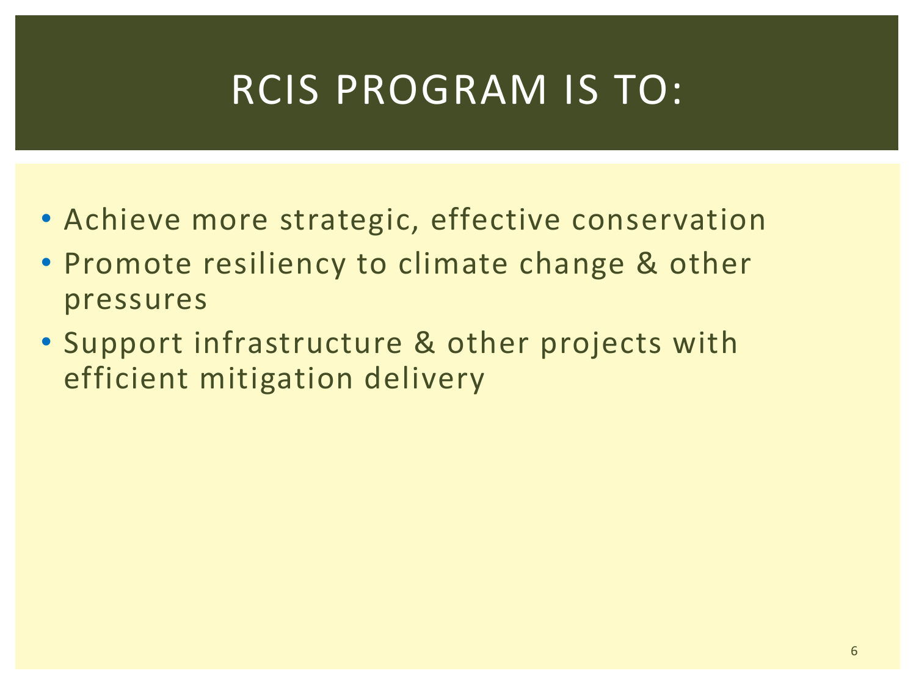# RCIS PROGRAM IS TO:

- Achieve more strategic, effective conservation
- Promote resiliency to climate change & other pressures
- Support infrastructure & other projects with efficient mitigation delivery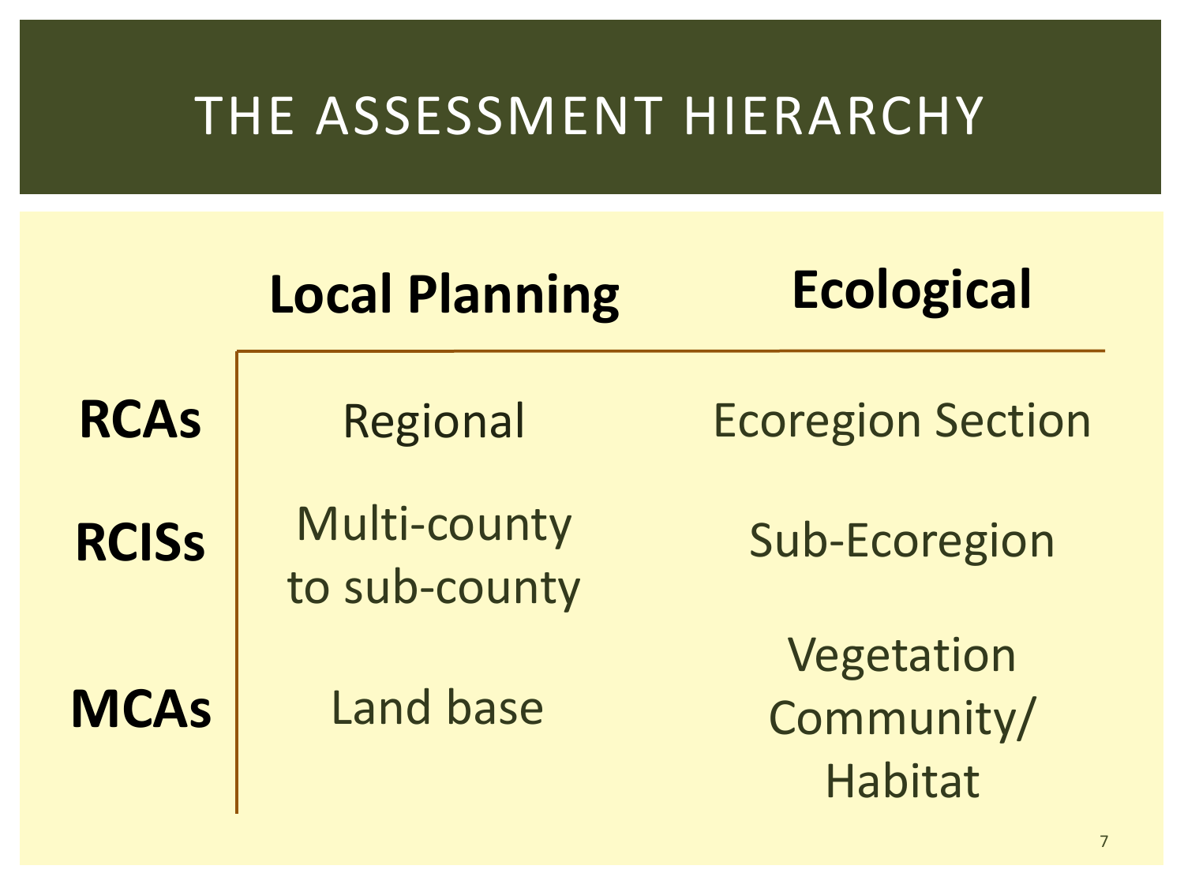# THE ASSESSMENT HIERARCHY

| | Local Planning | Ecological |
|---|---|---|
| **RCAs** | Regional | Ecoregion Section |
| **RCISs** | Multi-county to sub-county | Sub-Ecoregion |
| **MCAs** | Land base | Vegetation Community/ Habitat |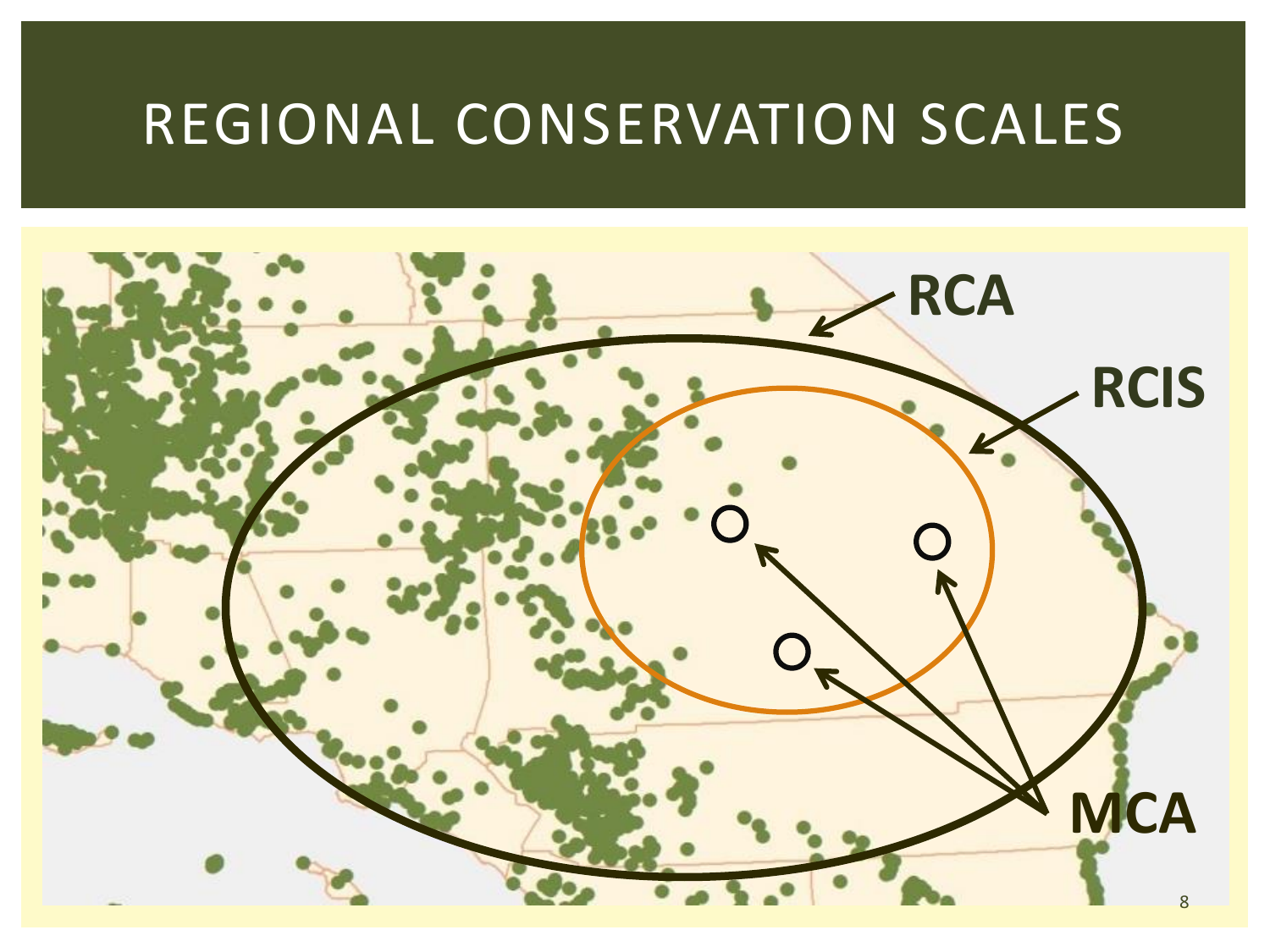# REGIONAL CONSERVATION SCALES

RCA

RCIS

MCA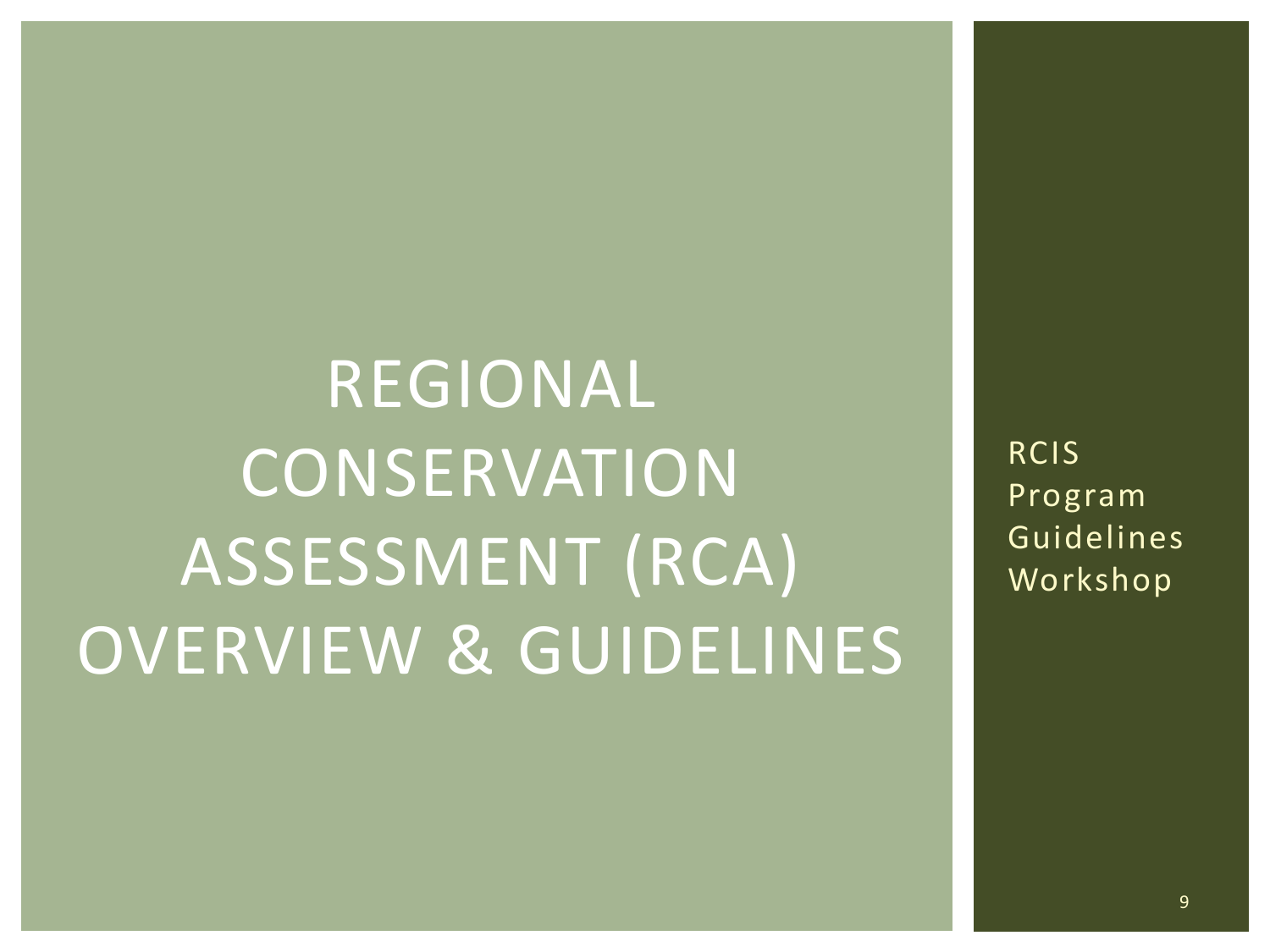# REGIONAL CONSERVATION ASSESSMENT (RCA) OVERVIEW & GUIDELINES

RCIS Program Guidelines Workshop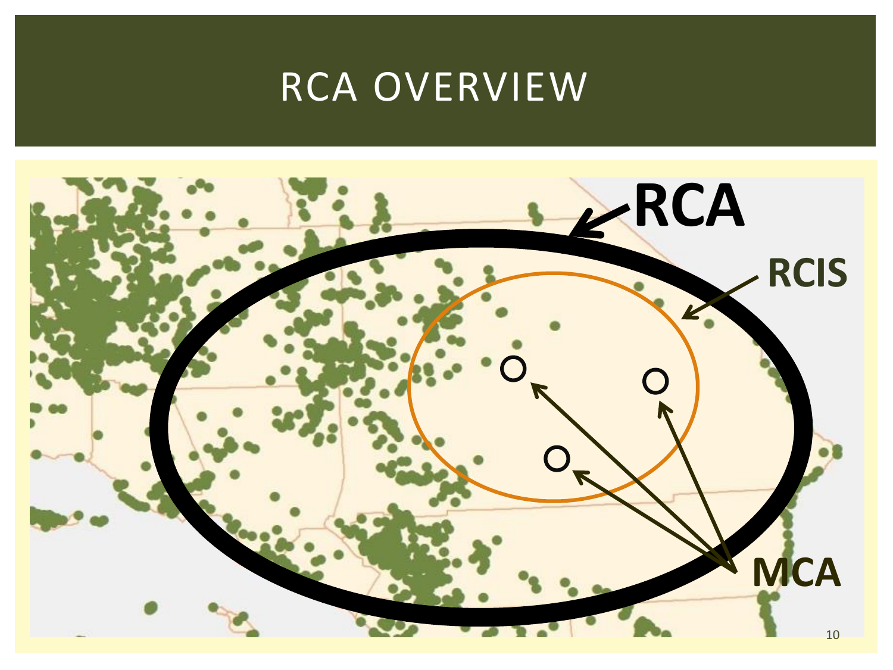# RCA OVERVIEW

RCA

RCIS

MCA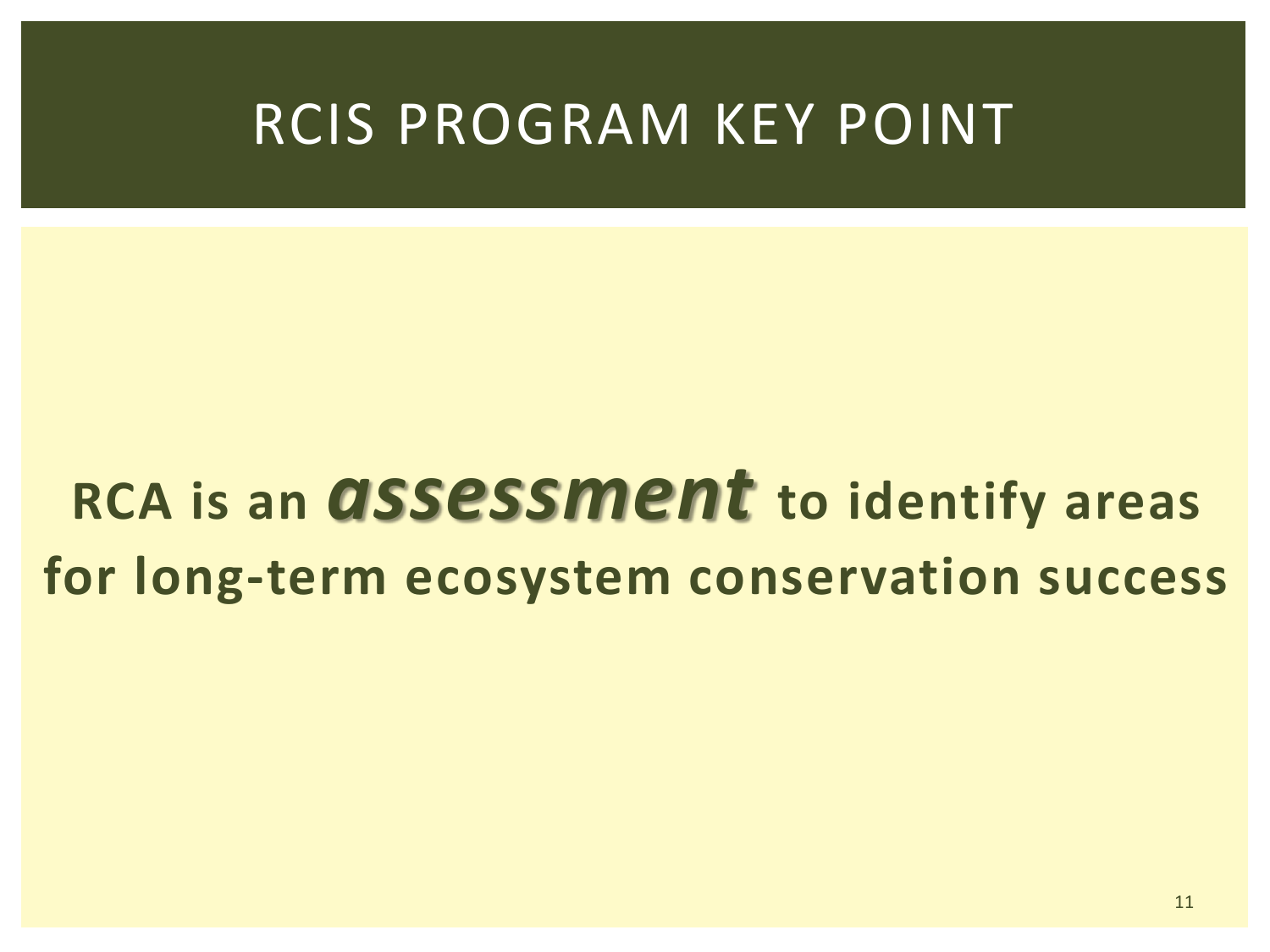# RCIS PROGRAM KEY POINT

**RCA is an *assessment* to identify areas for long-term ecosystem conservation success**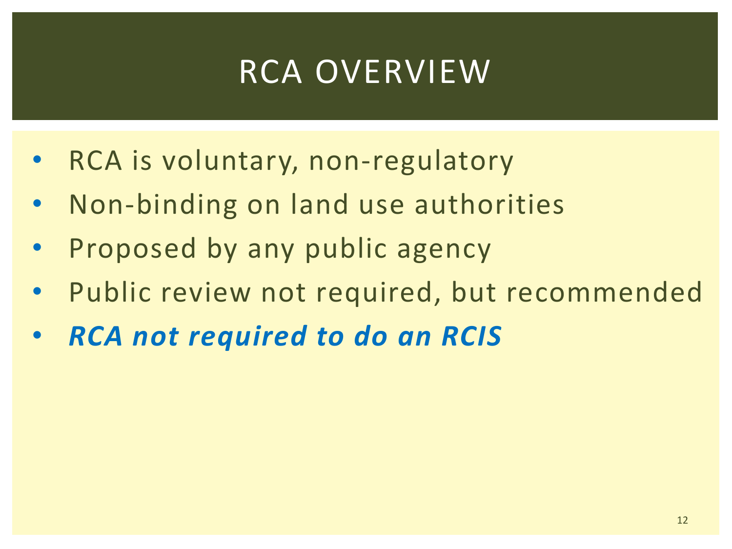# RCA OVERVIEW

- RCA is voluntary, non-regulatory
- Non-binding on land use authorities
- Proposed by any public agency
- Public review not required, but recommended
- ***RCA not required to do an RCIS***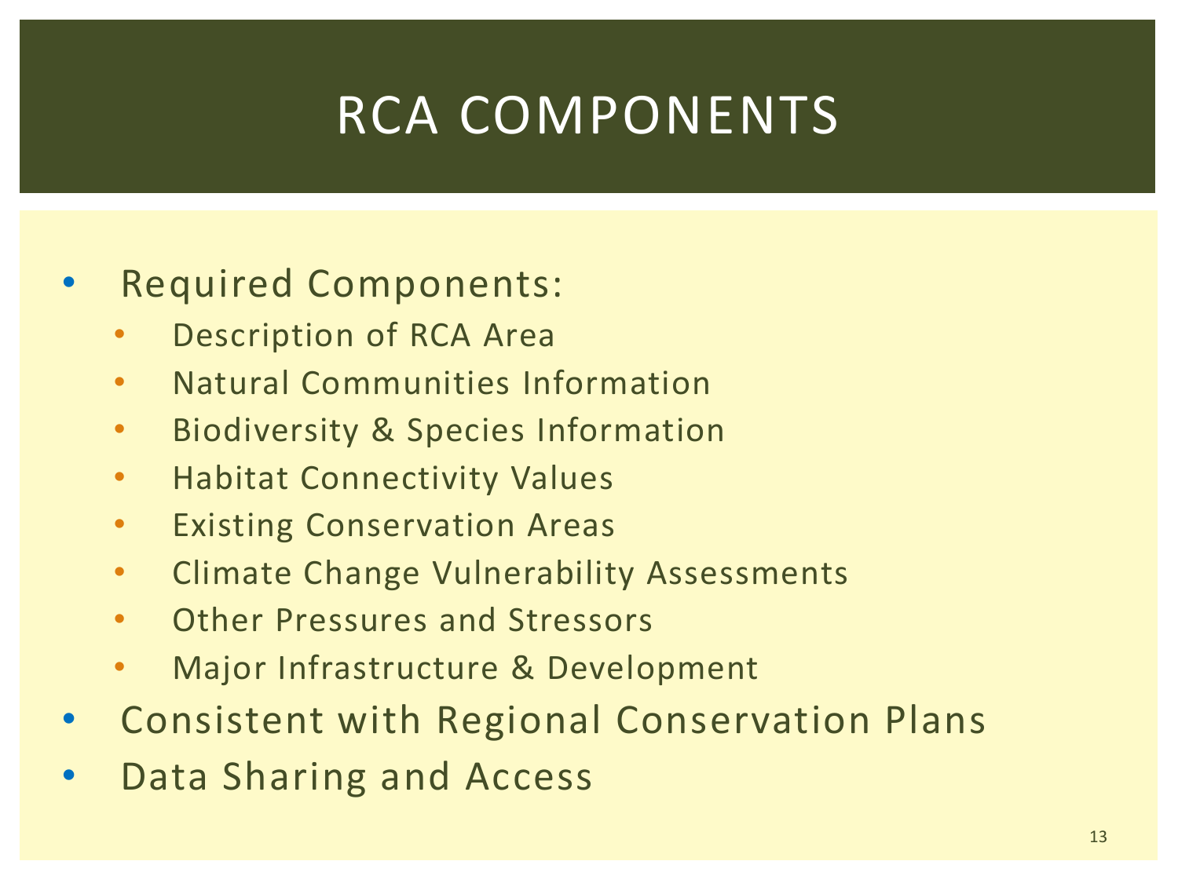# RCA COMPONENTS

- Required Components:
  - Description of RCA Area
  - Natural Communities Information
  - Biodiversity & Species Information
  - Habitat Connectivity Values
  - Existing Conservation Areas
  - Climate Change Vulnerability Assessments
  - Other Pressures and Stressors
  - Major Infrastructure & Development
- Consistent with Regional Conservation Plans
- Data Sharing and Access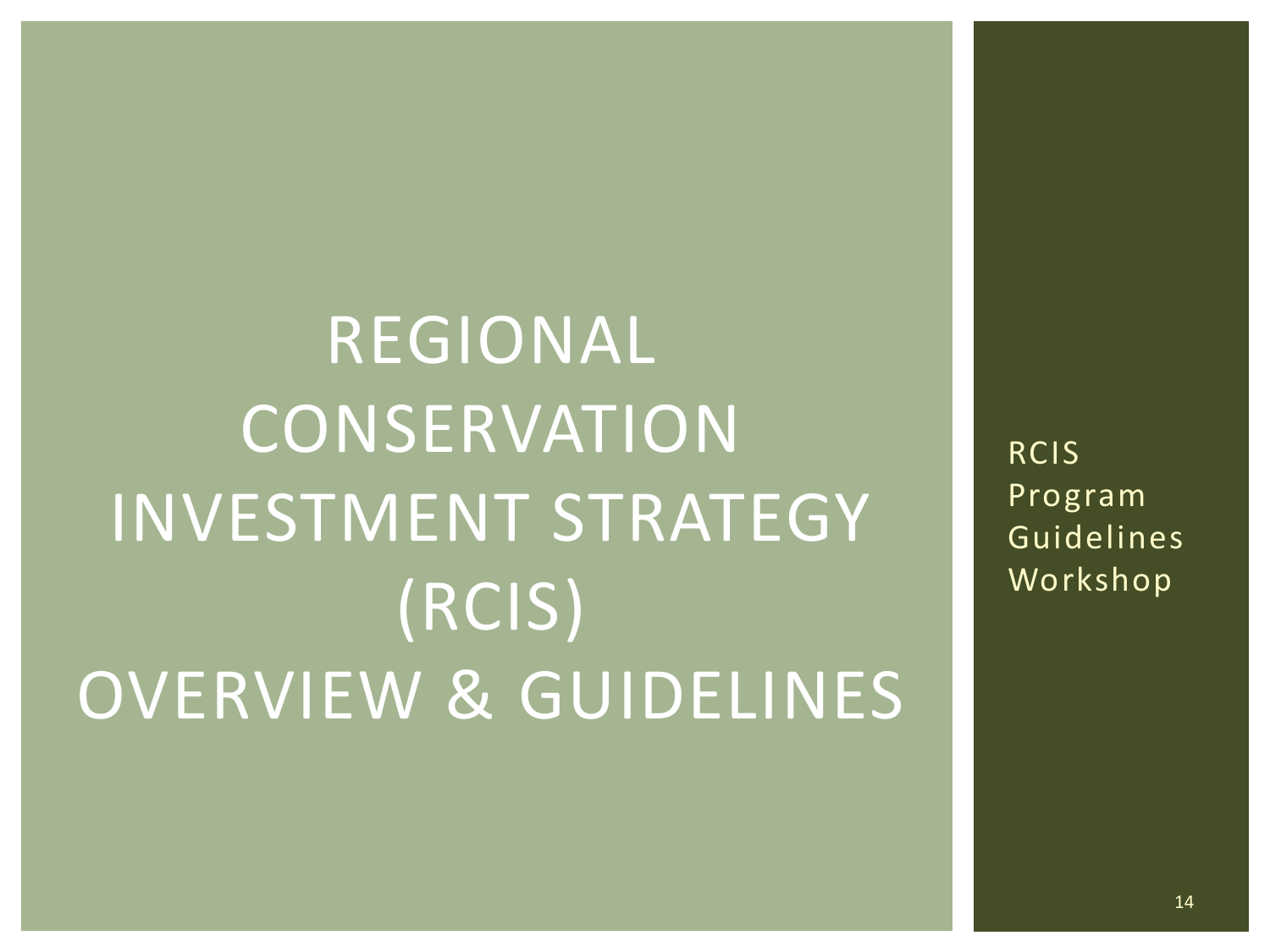# REGIONAL CONSERVATION INVESTMENT STRATEGY (RCIS) OVERVIEW & GUIDELINES

RCIS Program Guidelines Workshop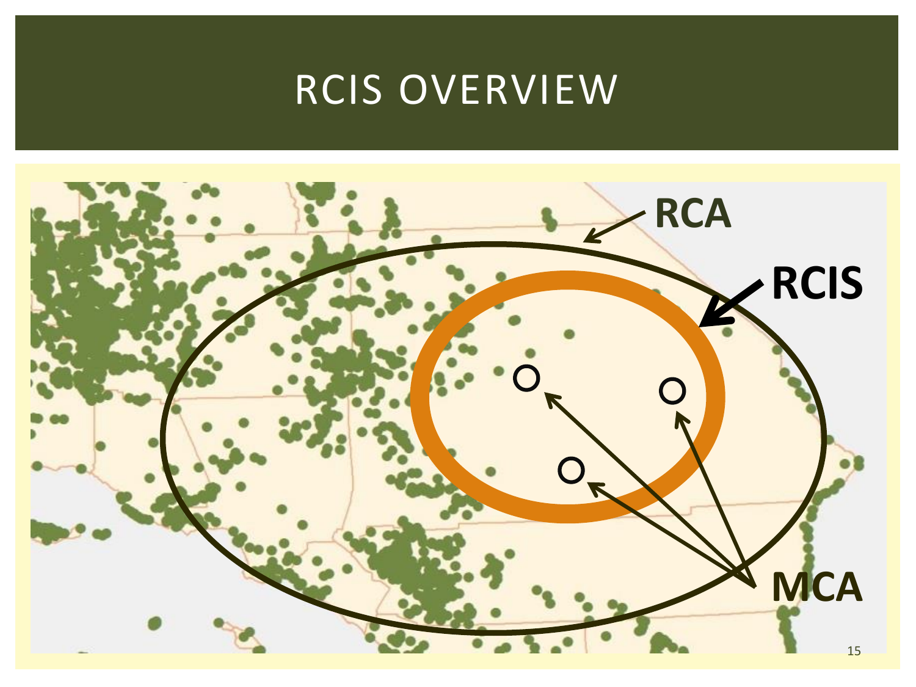# RCIS OVERVIEW

RCA

RCIS

MCA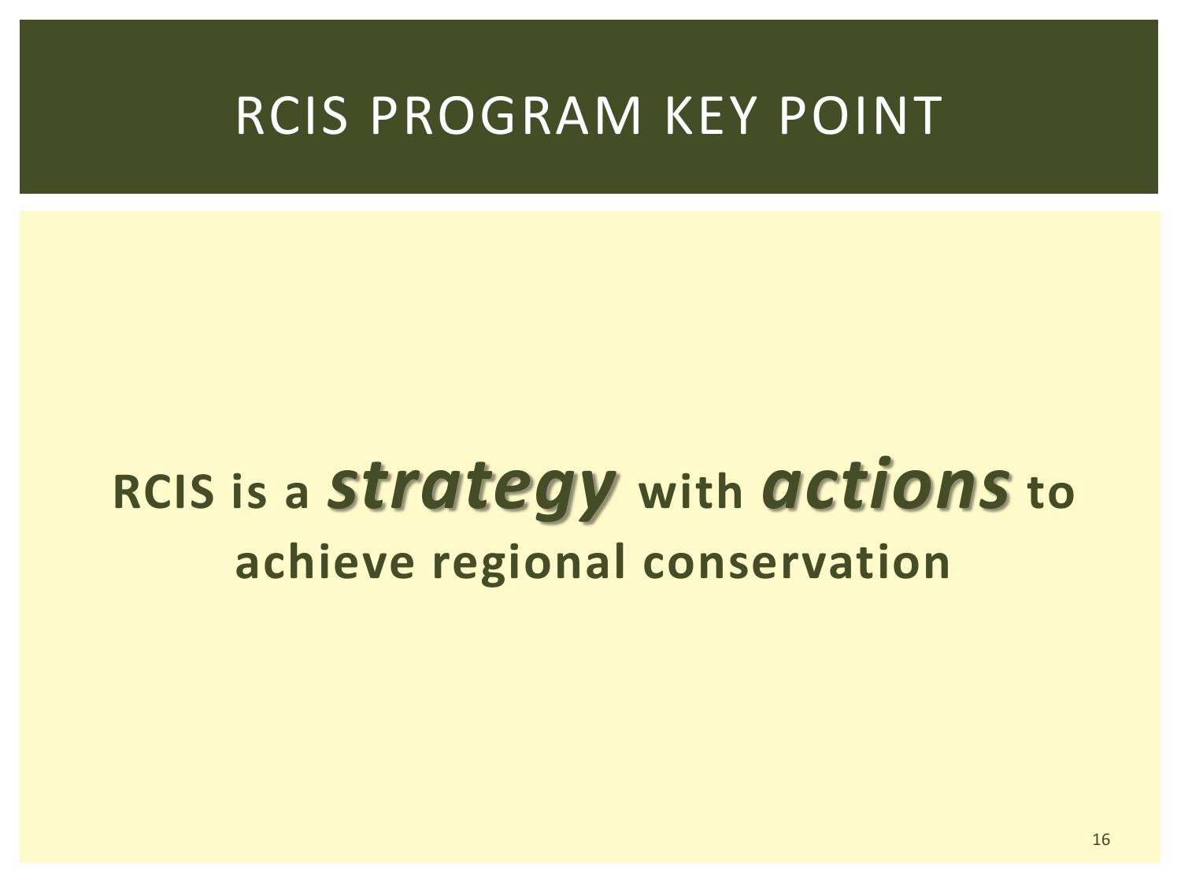# RCIS PROGRAM KEY POINT

**RCIS is a *strategy* with *actions* to achieve regional conservation**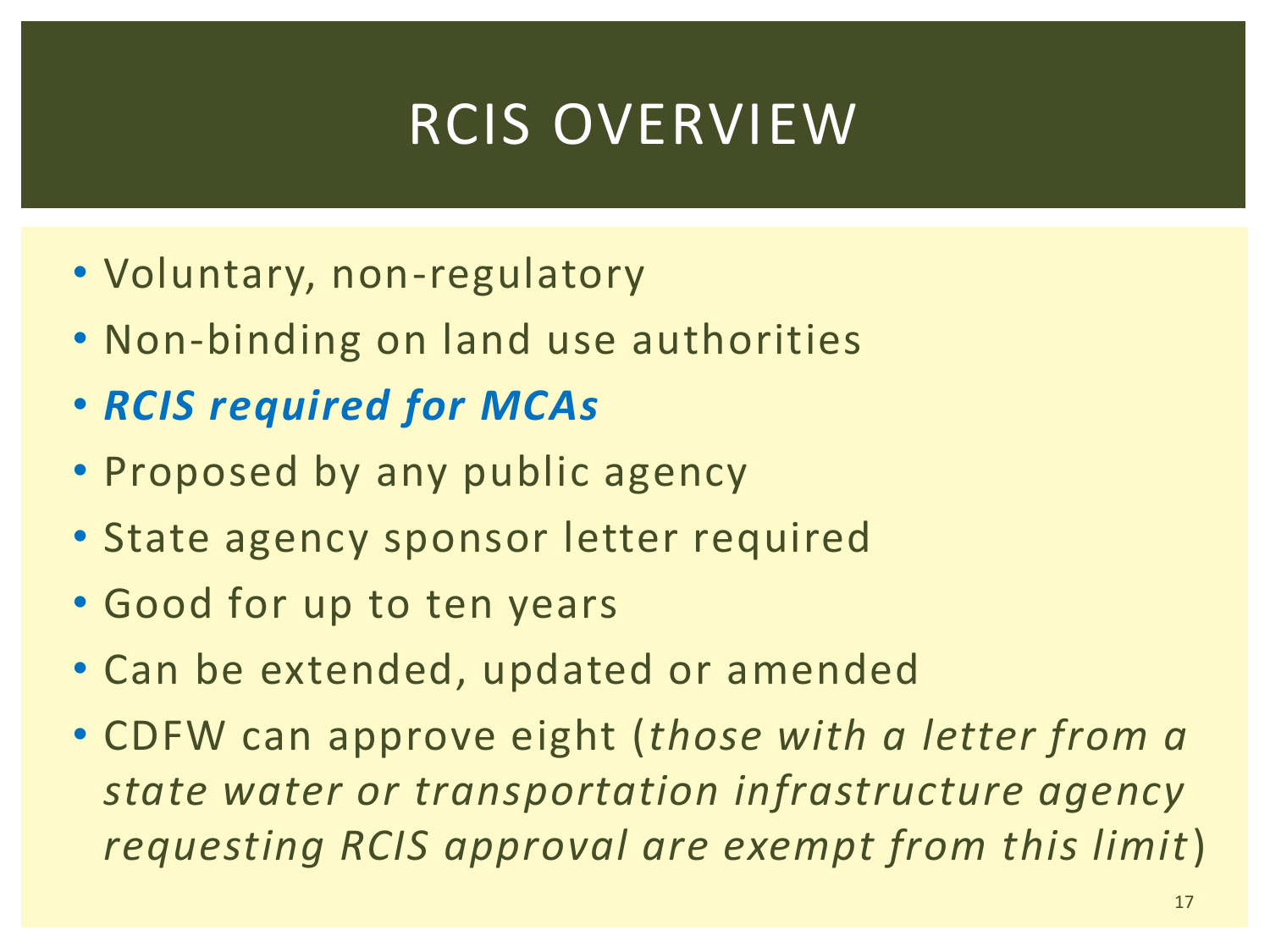# RCIS OVERVIEW

- Voluntary, non-regulatory
- Non-binding on land use authorities
- ***RCIS required for MCAs***
- Proposed by any public agency
- State agency sponsor letter required
- Good for up to ten years
- Can be extended, updated or amended
- CDFW can approve eight (*those with a letter from a state water or transportation infrastructure agency requesting RCIS approval are exempt from this limit*)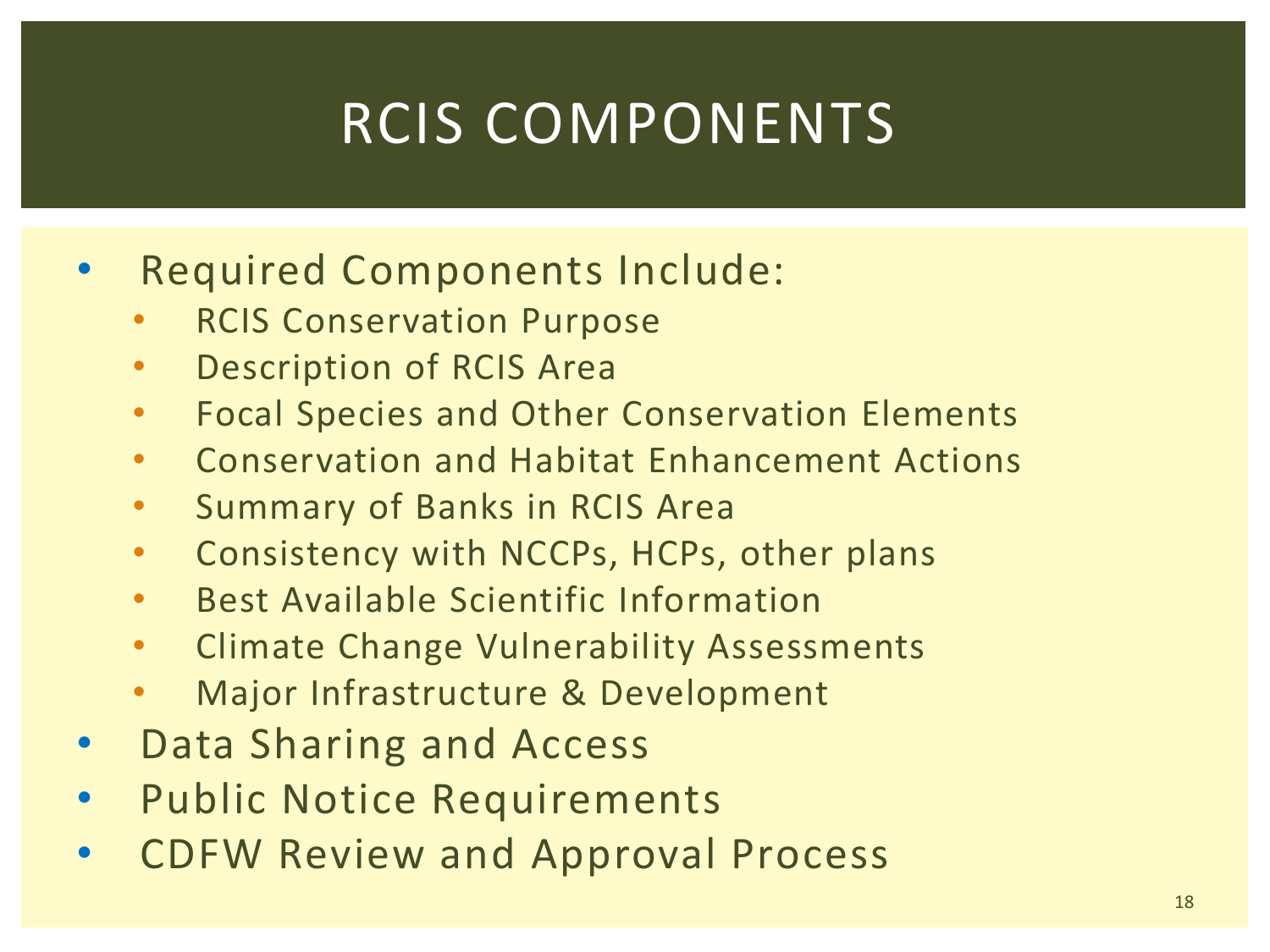# RCIS COMPONENTS

- Required Components Include:
  - RCIS Conservation Purpose
  - Description of RCIS Area
  - Focal Species and Other Conservation Elements
  - Conservation and Habitat Enhancement Actions
  - Summary of Banks in RCIS Area
  - Consistency with NCCPs, HCPs, other plans
  - Best Available Scientific Information
  - Climate Change Vulnerability Assessments
  - Major Infrastructure & Development
- Data Sharing and Access
- Public Notice Requirements
- CDFW Review and Approval Process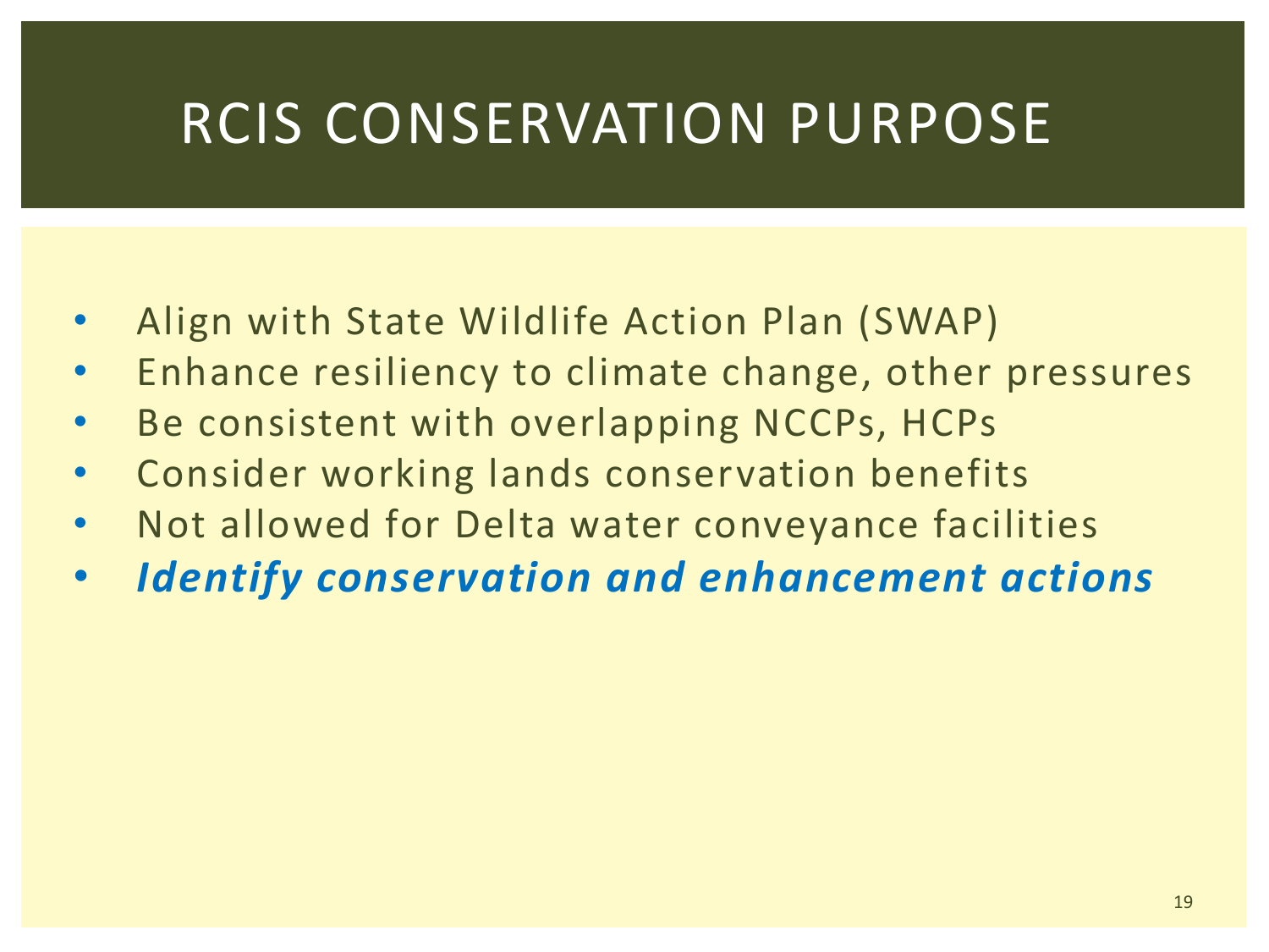# RCIS CONSERVATION PURPOSE

- Align with State Wildlife Action Plan (SWAP)
- Enhance resiliency to climate change, other pressures
- Be consistent with overlapping NCCPs, HCPs
- Consider working lands conservation benefits
- Not allowed for Delta water conveyance facilities
- ***Identify conservation and enhancement actions***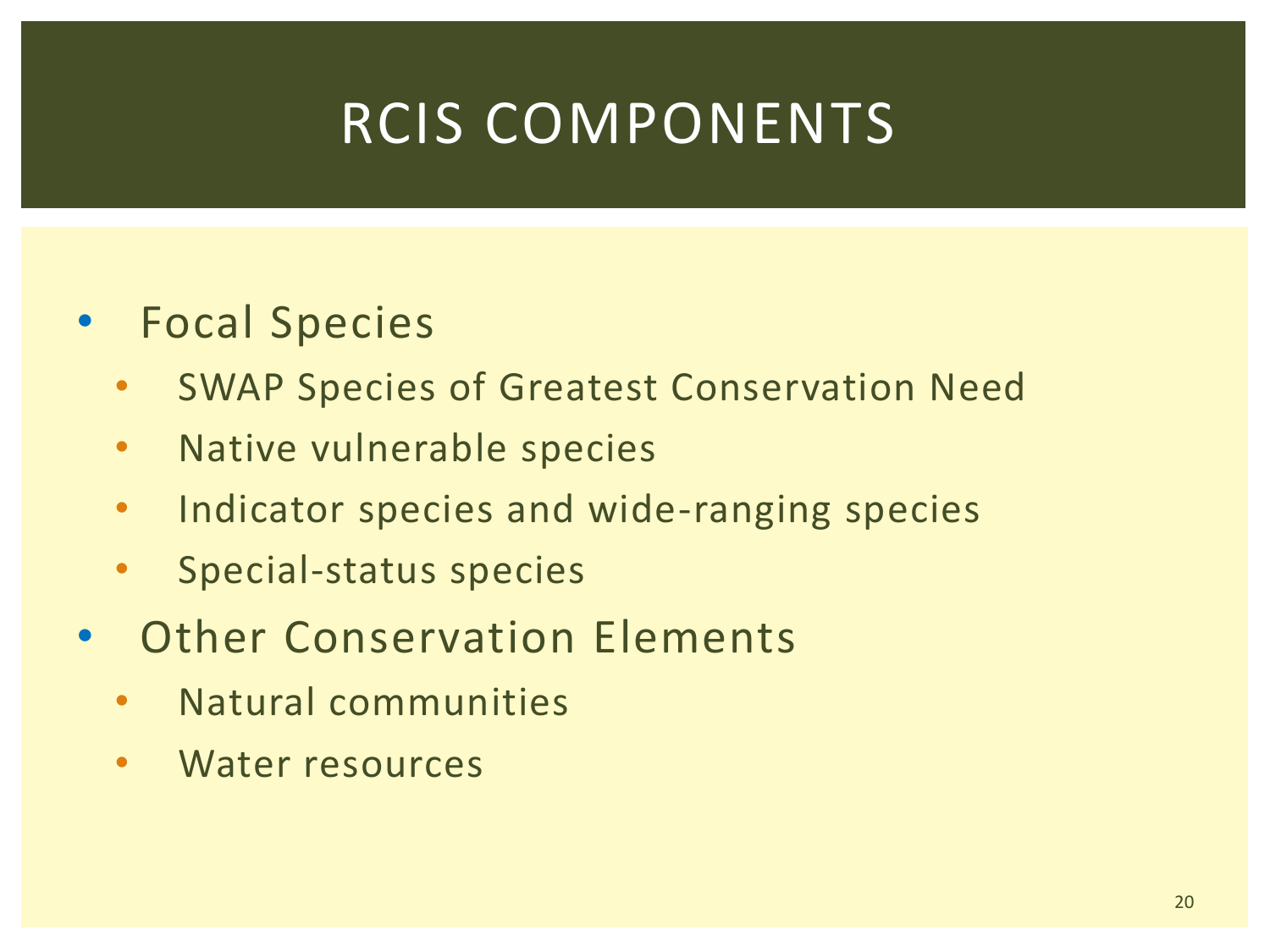# RCIS COMPONENTS

- Focal Species
  - SWAP Species of Greatest Conservation Need
  - Native vulnerable species
  - Indicator species and wide-ranging species
  - Special-status species
- Other Conservation Elements
  - Natural communities
  - Water resources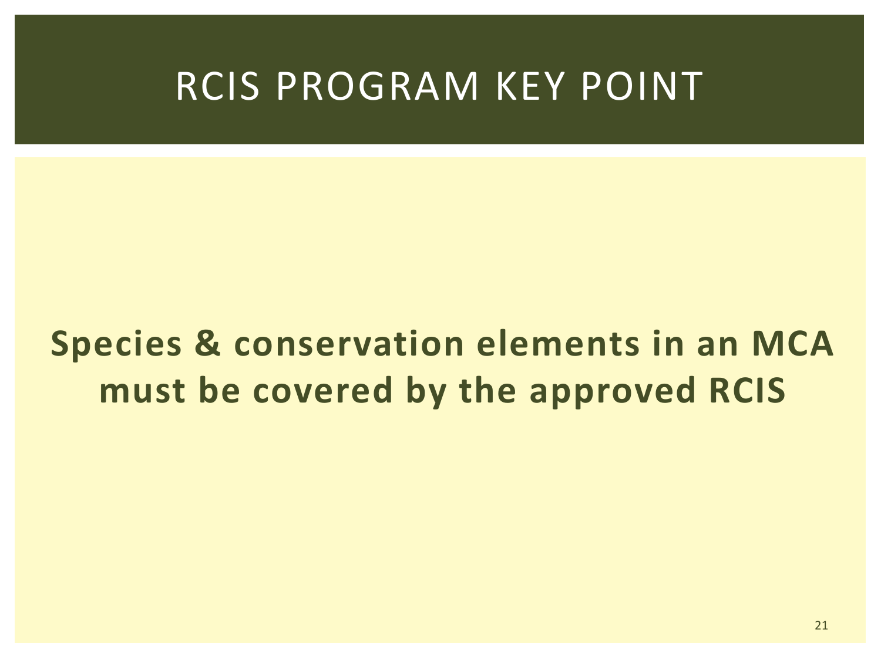# RCIS PROGRAM KEY POINT

**Species & conservation elements in an MCA must be covered by the approved RCIS**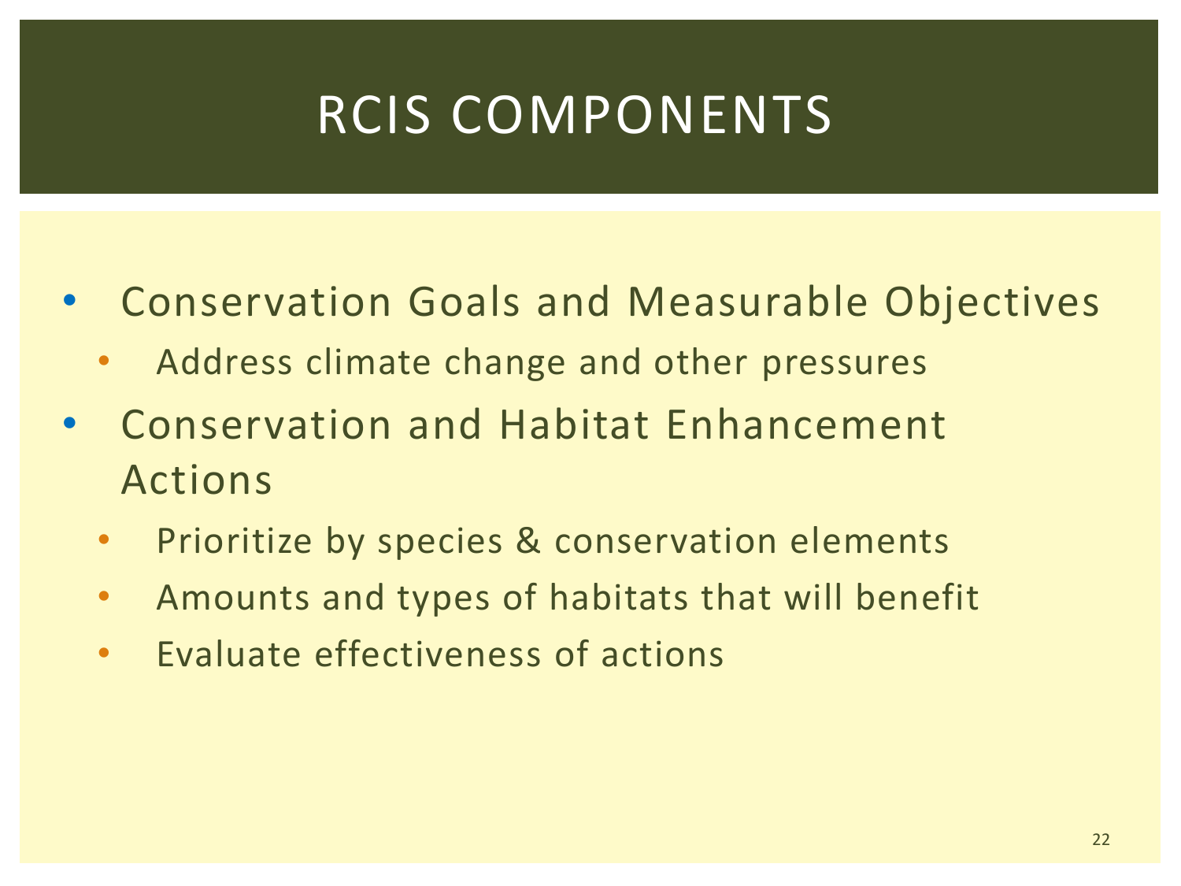# RCIS COMPONENTS

- Conservation Goals and Measurable Objectives
  - Address climate change and other pressures
- Conservation and Habitat Enhancement Actions
  - Prioritize by species & conservation elements
  - Amounts and types of habitats that will benefit
  - Evaluate effectiveness of actions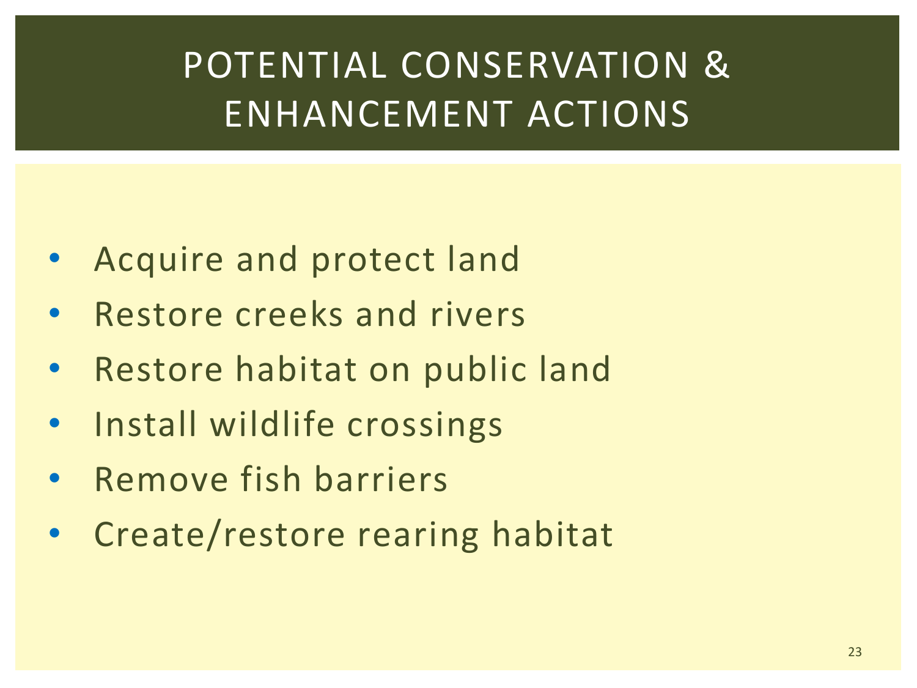# POTENTIAL CONSERVATION & ENHANCEMENT ACTIONS

- Acquire and protect land
- Restore creeks and rivers
- Restore habitat on public land
- Install wildlife crossings
- Remove fish barriers
- Create/restore rearing habitat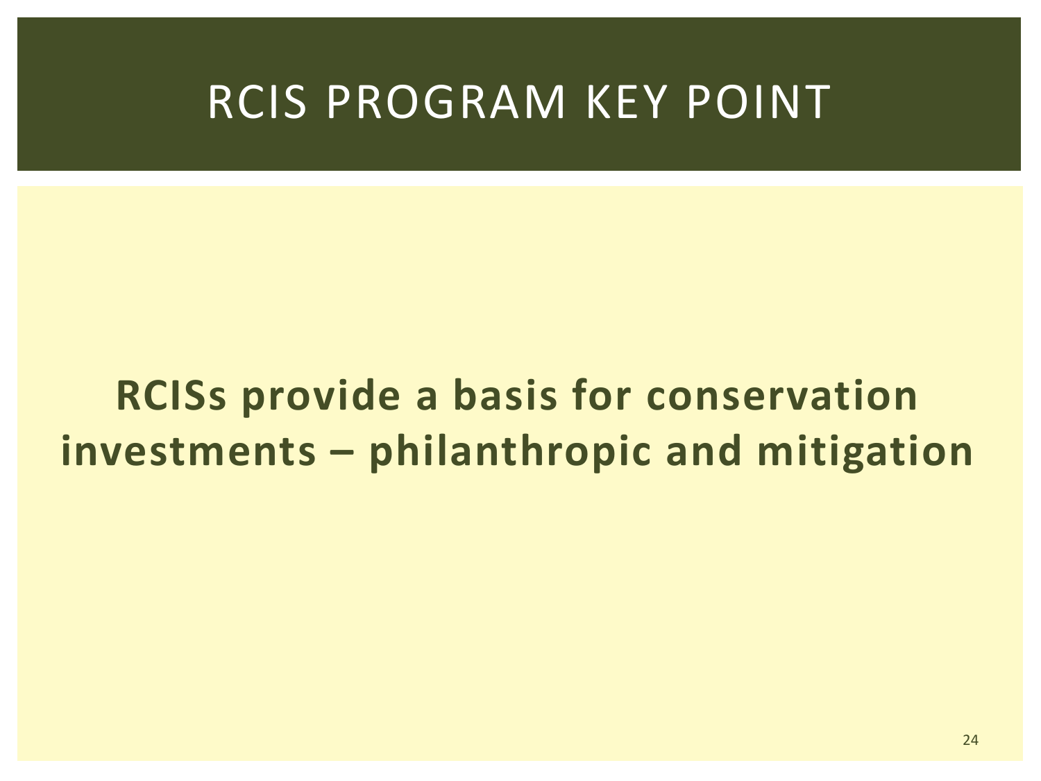# RCIS PROGRAM KEY POINT

**RCISs provide a basis for conservation investments – philanthropic and mitigation**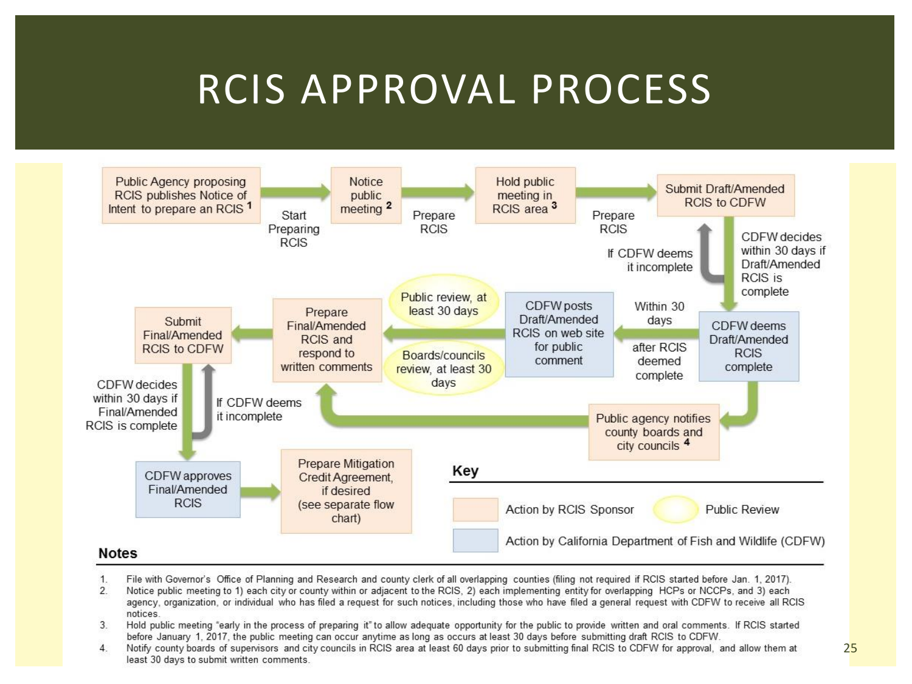# RCIS APPROVAL PROCESS

Public Agency proposing RCIS publishes Notice of Intent to prepare an RCIS [1] → (Start Preparing RCIS) → Notice public meeting [2] → (Prepare RCIS) → Hold public meeting in RCIS area [3] → (Prepare RCIS) → Submit Draft/Amended RCIS to CDFW

CDFW decides within 30 days if Draft/Amended RCIS is complete (If CDFW deems it incomplete → return to Submit Draft/Amended RCIS to CDFW)

CDFW deems Draft/Amended RCIS complete

- Within 30 days after RCIS deemed complete → CDFW posts Draft/Amended RCIS on web site for public comment → Public review, at least 30 days
- Public agency notifies county boards and city councils [4] → Boards/councils review, at least 30 days

→ Prepare Final/Amended RCIS and respond to written comments → Submit Final/Amended RCIS to CDFW

CDFW decides within 30 days if Final/Amended RCIS is complete (If CDFW deems it incomplete → return to Submit Final/Amended RCIS to CDFW)

→ CDFW approves Final/Amended RCIS → Prepare Mitigation Credit Agreement, if desired (see separate flow chart)

**Key**

- Action by RCIS Sponsor
- Public Review
- Action by California Department of Fish and Wildlife (CDFW)

## Notes

1. File with Governor's Office of Planning and Research and county clerk of all overlapping counties (filing not required if RCIS started before Jan. 1, 2017).
2. Notice public meeting to 1) each city or county within or adjacent to the RCIS, 2) each implementing entity for overlapping HCPs or NCCPs, and 3) each agency, organization, or individual who has filed a request for such notices, including those who have filed a general request with CDFW to receive all RCIS notices.
3. Hold public meeting "early in the process of preparing it" to allow adequate opportunity for the public to provide written and oral comments. If RCIS started before January 1, 2017, the public meeting can occur anytime as long as occurs at least 30 days before submitting draft RCIS to CDFW.
4. Notify county boards of supervisors and city councils in RCIS area at least 60 days prior to submitting final RCIS to CDFW for approval, and allow them at least 30 days to submit written comments.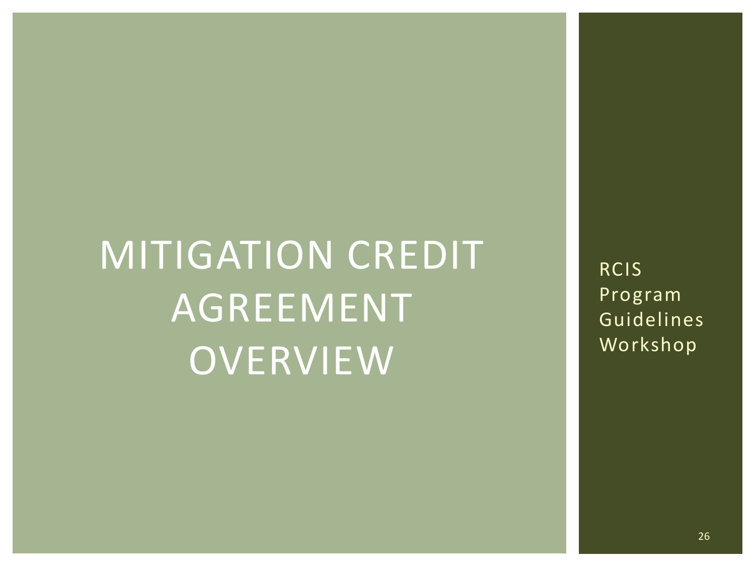# MITIGATION CREDIT AGREEMENT OVERVIEW

RCIS Program Guidelines Workshop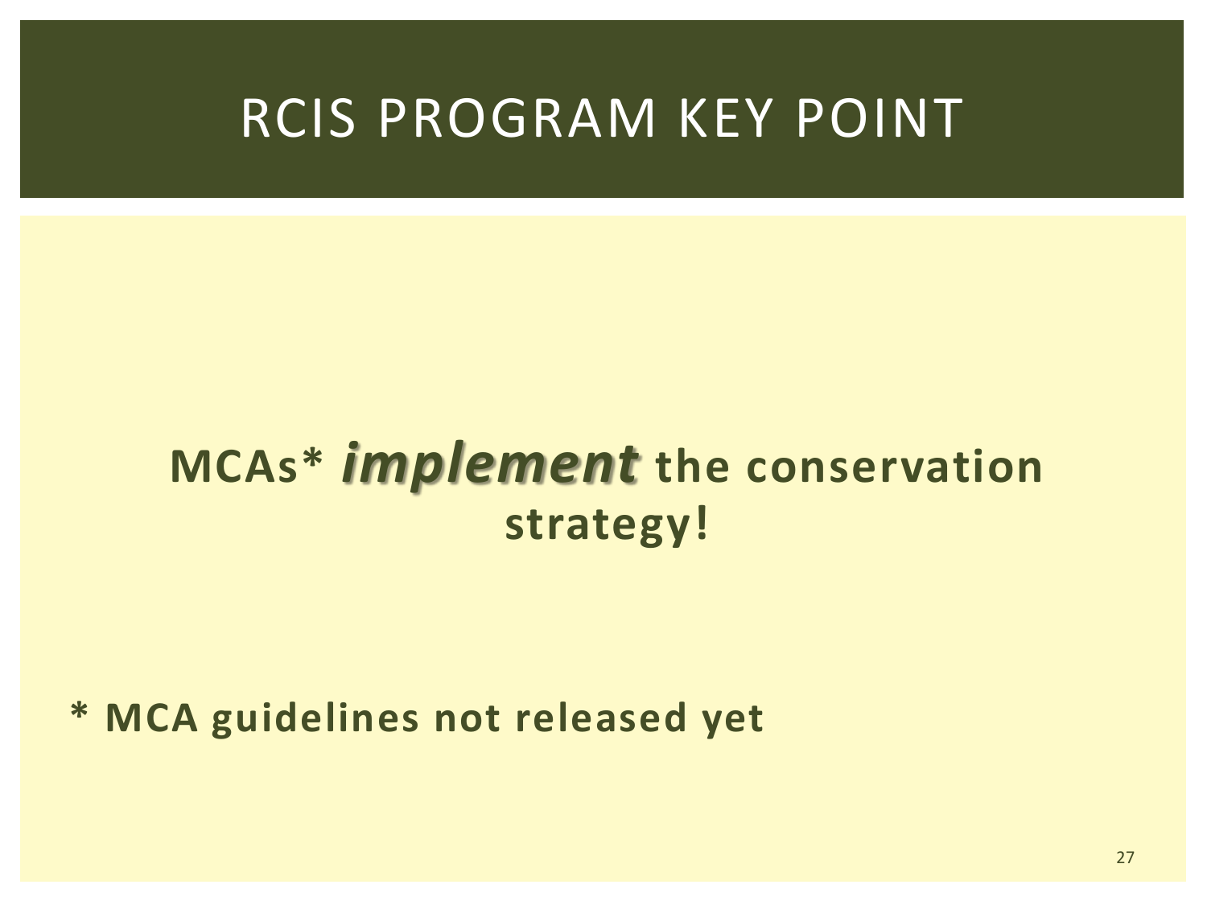# RCIS PROGRAM KEY POINT

**MCAs* *implement* the conservation strategy!**

**\* MCA guidelines not released yet**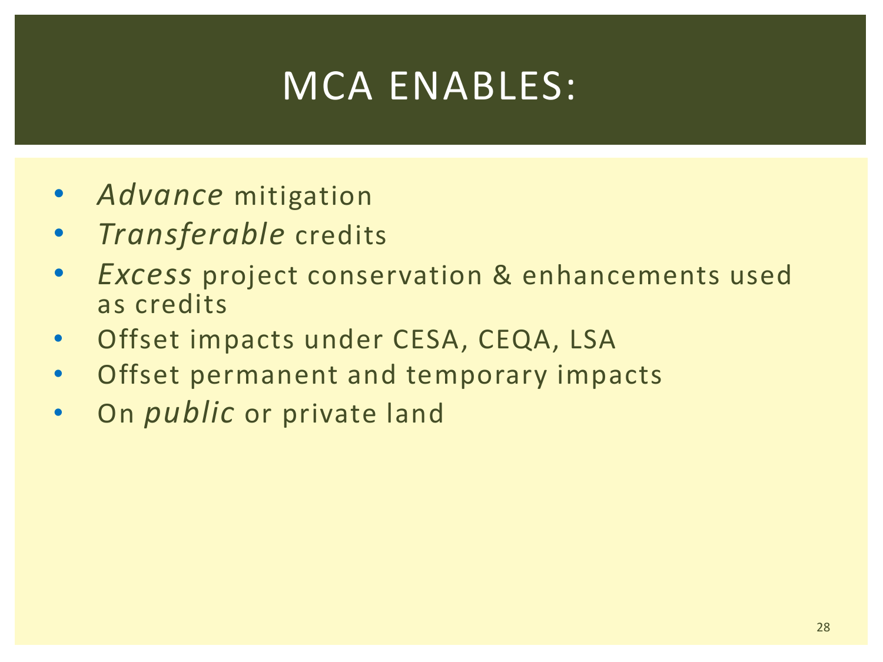# MCA ENABLES:

- *Advance* mitigation
- *Transferable* credits
- *Excess* project conservation & enhancements used as credits
- Offset impacts under CESA, CEQA, LSA
- Offset permanent and temporary impacts
- On *public* or private land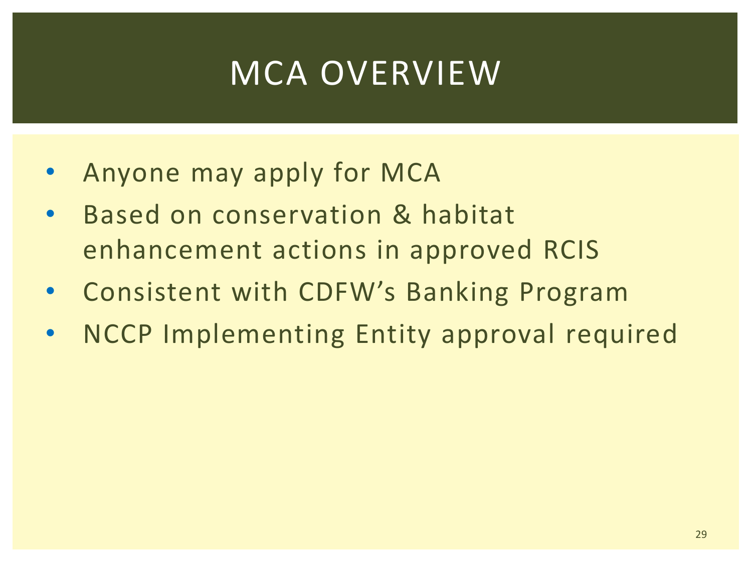# MCA OVERVIEW

- Anyone may apply for MCA
- Based on conservation & habitat enhancement actions in approved RCIS
- Consistent with CDFW's Banking Program
- NCCP Implementing Entity approval required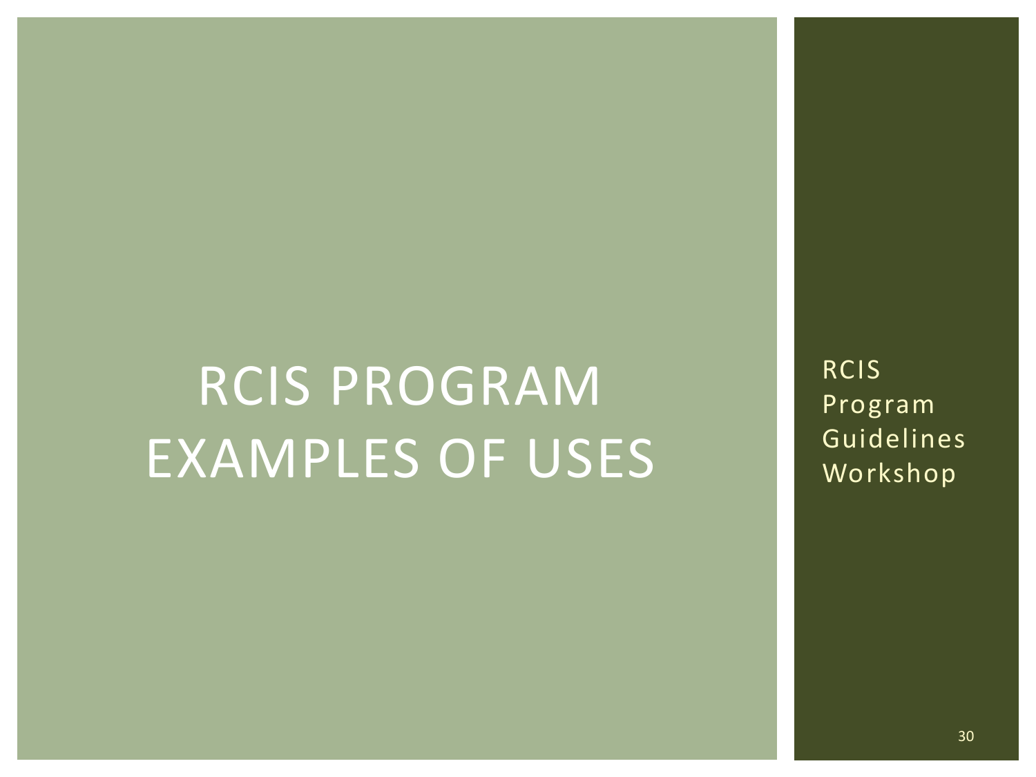# RCIS PROGRAM EXAMPLES OF USES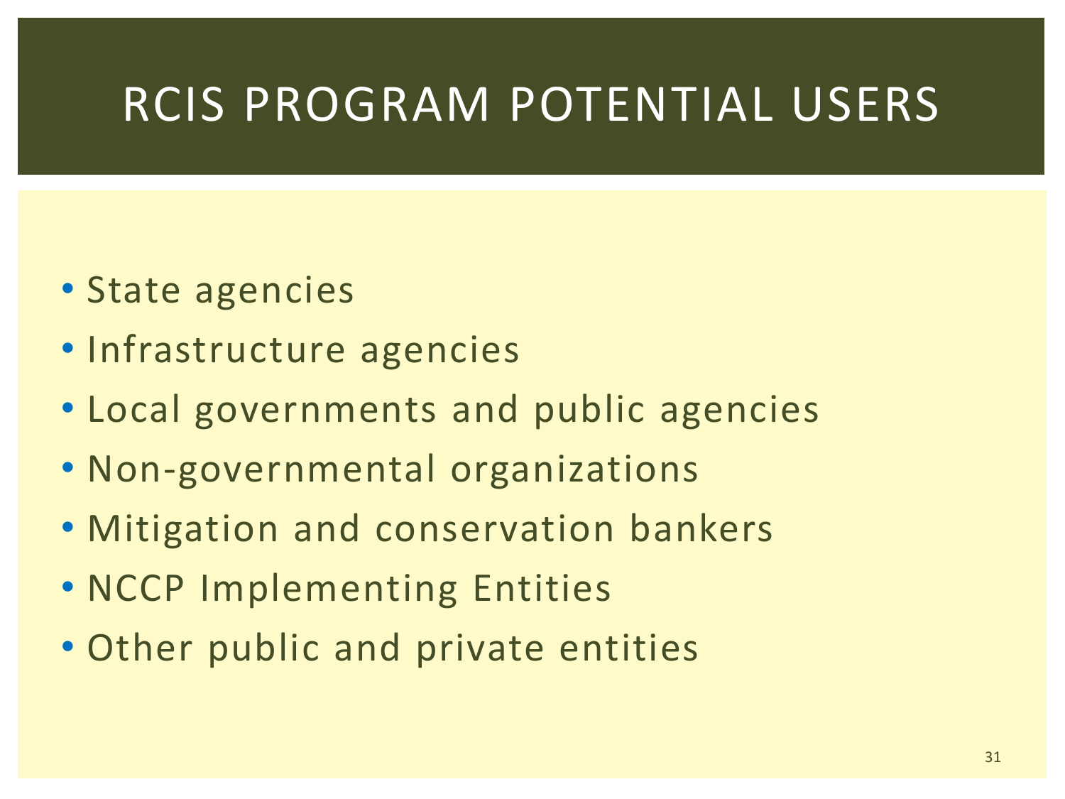# RCIS PROGRAM POTENTIAL USERS

- State agencies
- Infrastructure agencies
- Local governments and public agencies
- Non-governmental organizations
- Mitigation and conservation bankers
- NCCP Implementing Entities
- Other public and private entities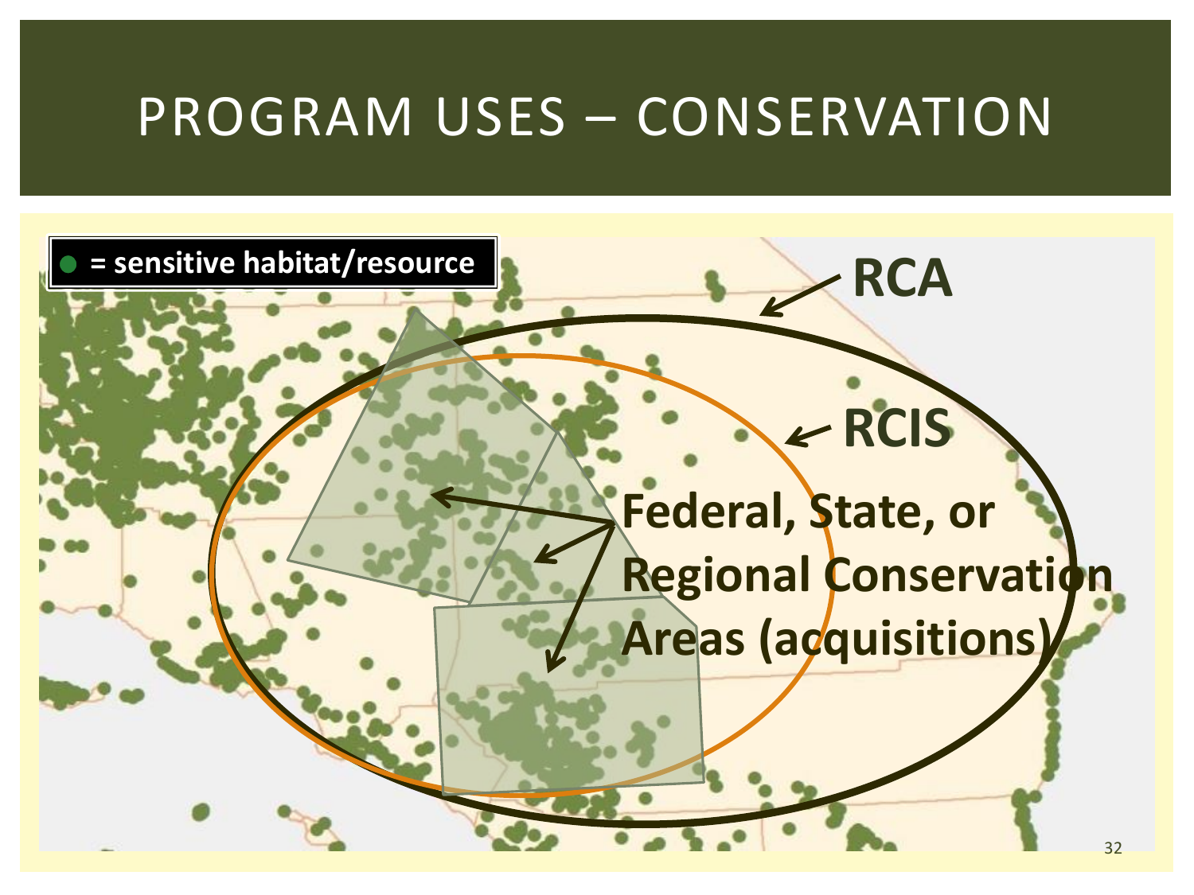# PROGRAM USES – CONSERVATION

● = sensitive habitat/resource

RCA

RCIS

Federal, State, or Regional Conservation Areas (acquisitions)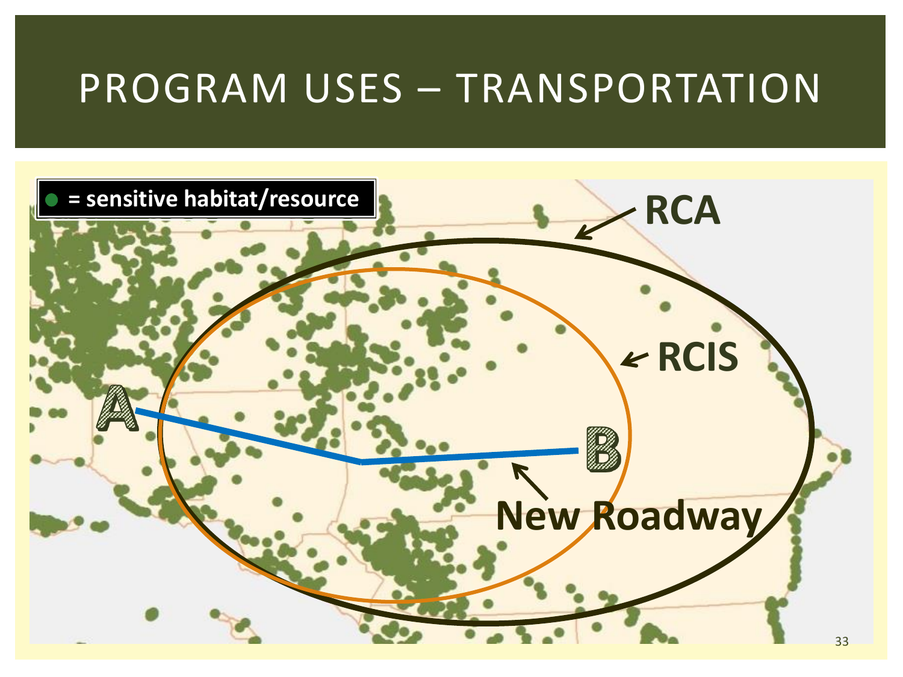# PROGRAM USES – TRANSPORTATION

● = sensitive habitat/resource

RCA

RCIS

A

B

New Roadway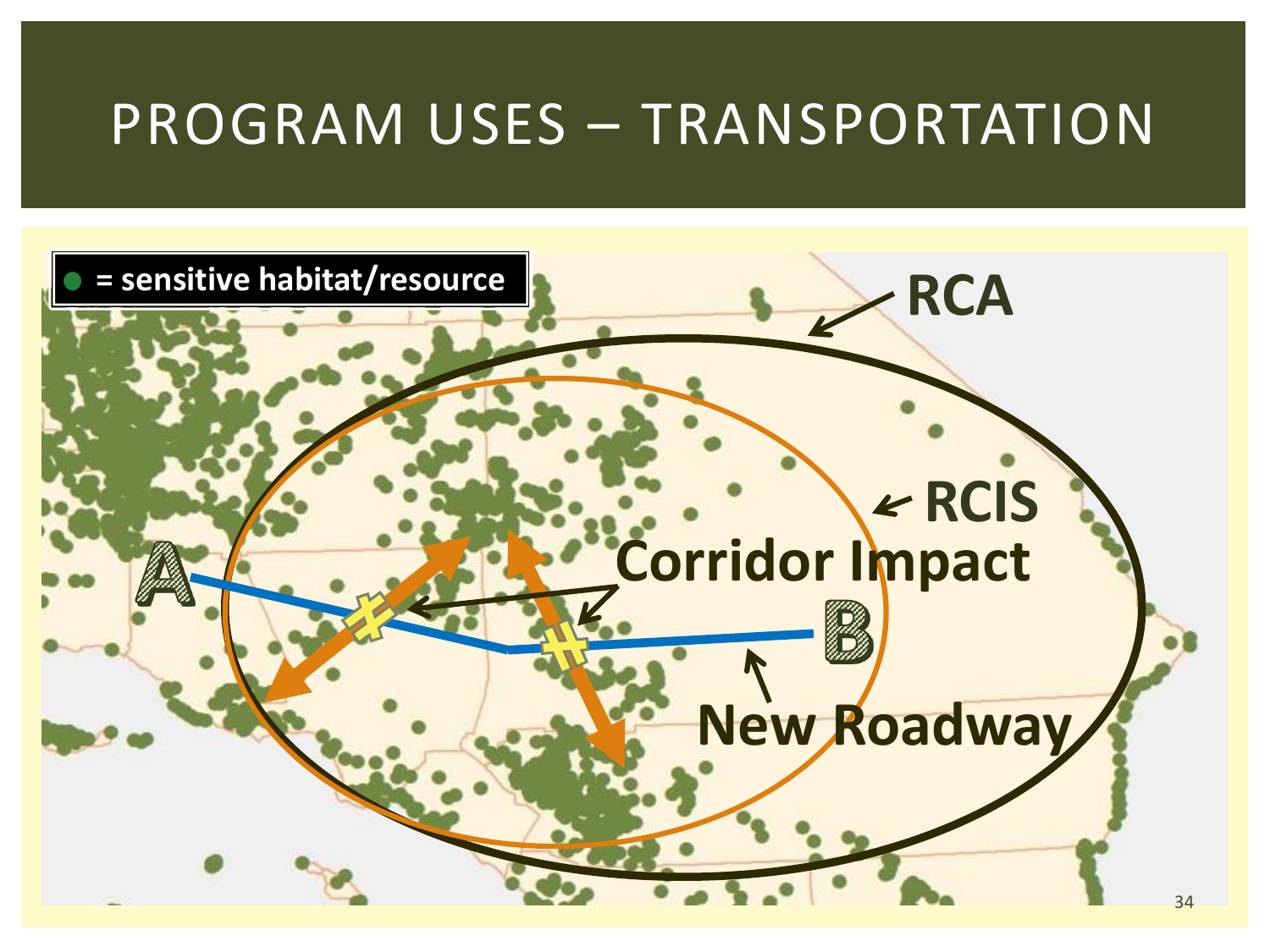# PROGRAM USES – TRANSPORTATION

● = sensitive habitat/resource

RCA

RCIS

Corridor Impact

A

B

New Roadway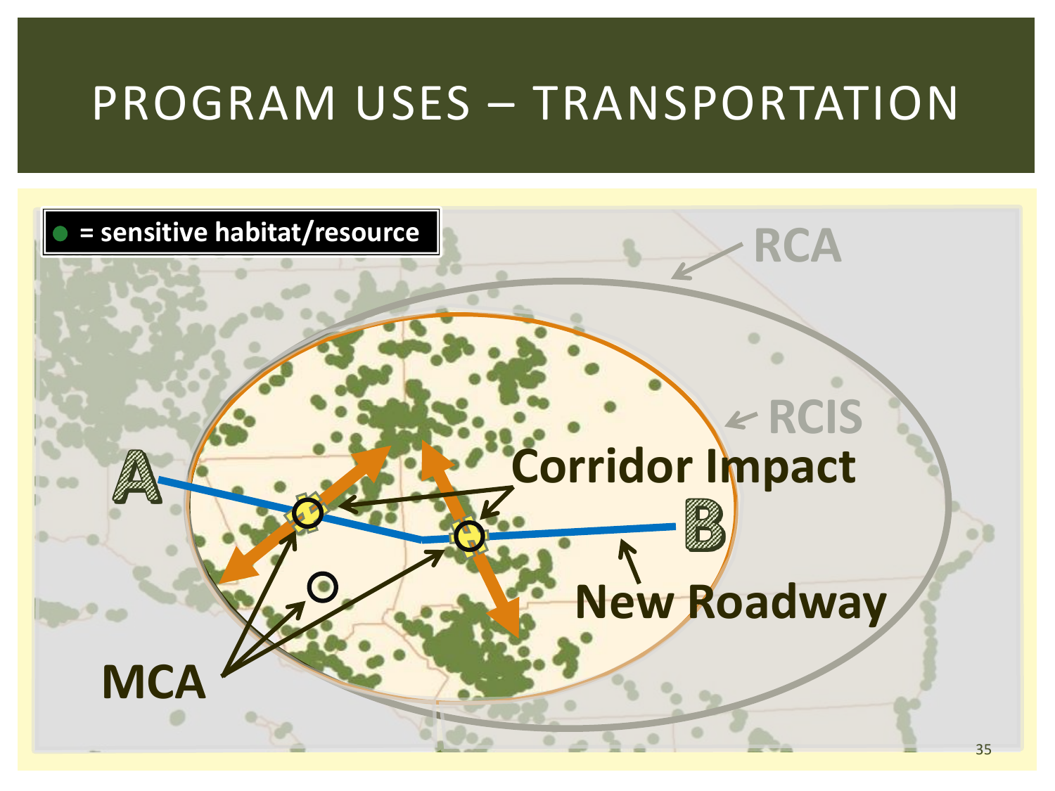# PROGRAM USES – TRANSPORTATION

● = sensitive habitat/resource

RCA

RCIS

A

B

Corridor Impact

New Roadway

MCA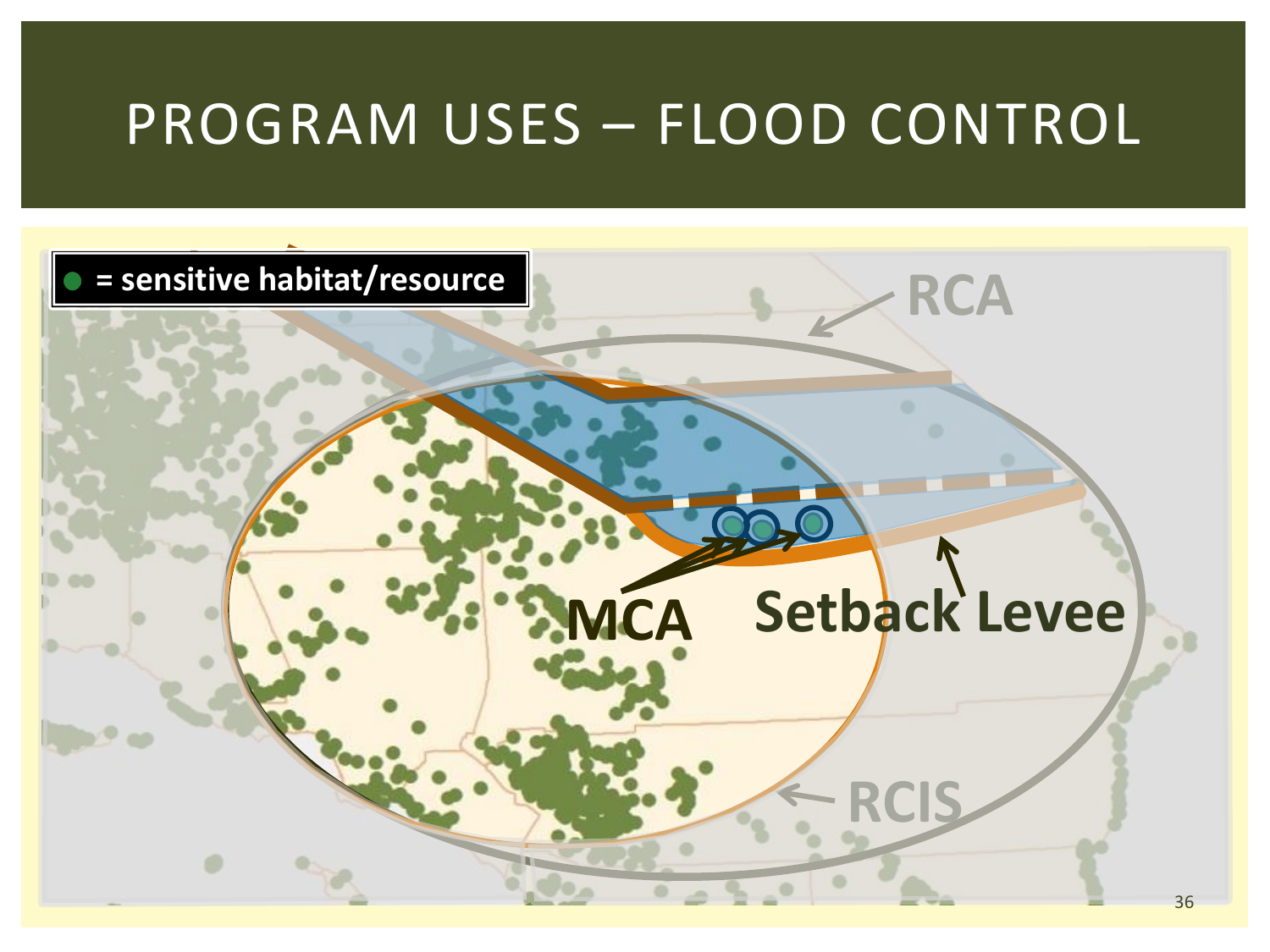# PROGRAM USES – FLOOD CONTROL

● = sensitive habitat/resource

RCA

MCA

Setback Levee

RCIS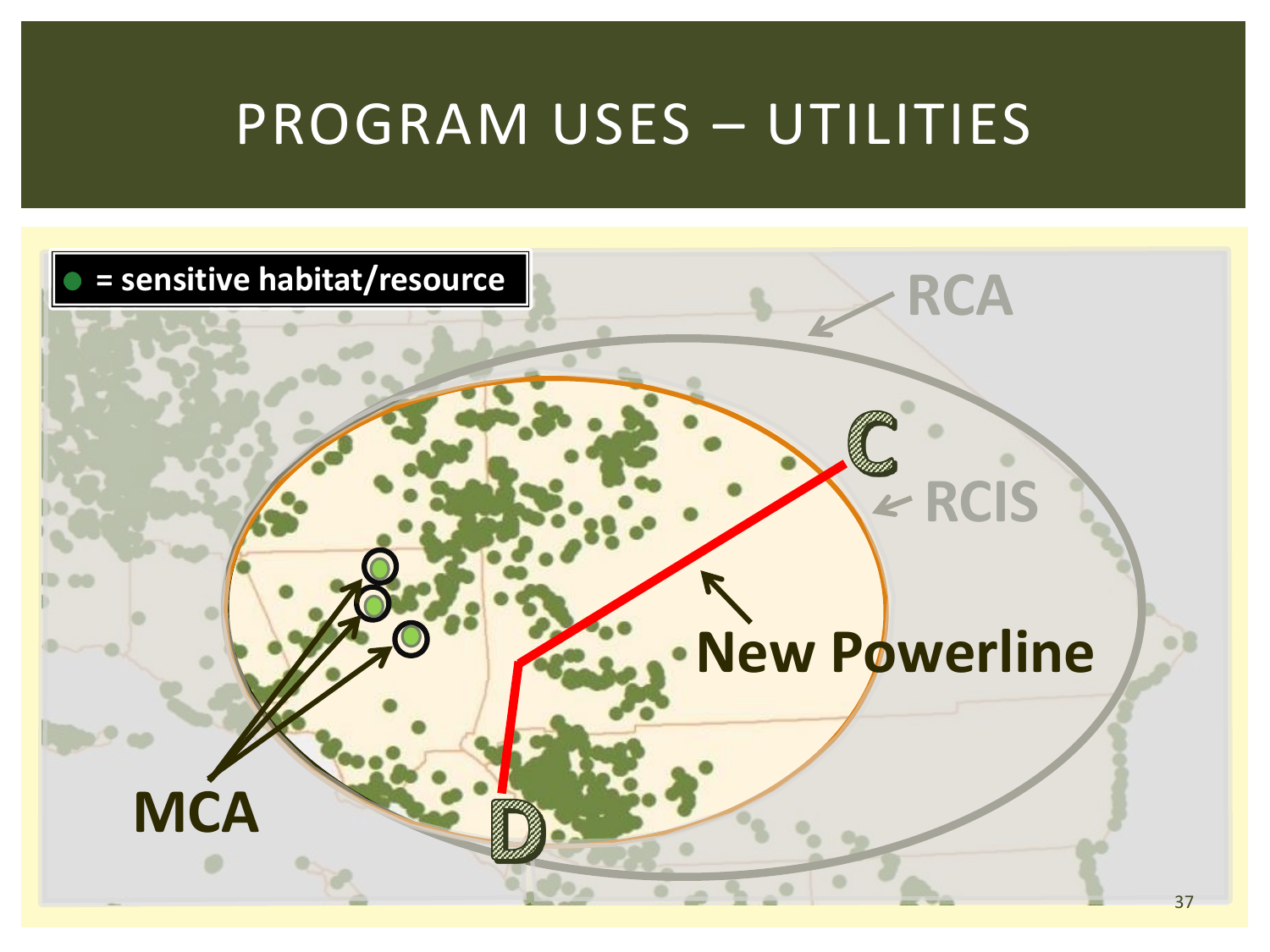# PROGRAM USES – UTILITIES

● = sensitive habitat/resource

RCA

RCIS

C

D

New Powerline

MCA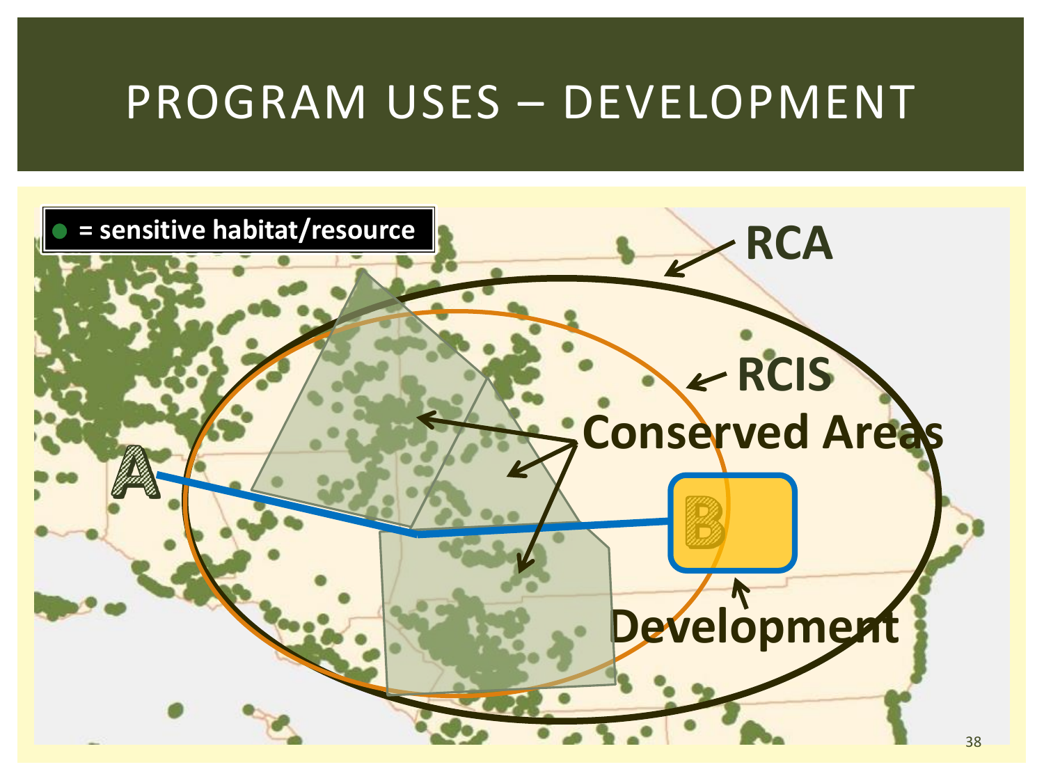# PROGRAM USES – DEVELOPMENT

● = sensitive habitat/resource

RCA

RCIS

Conserved Areas

A

B

Development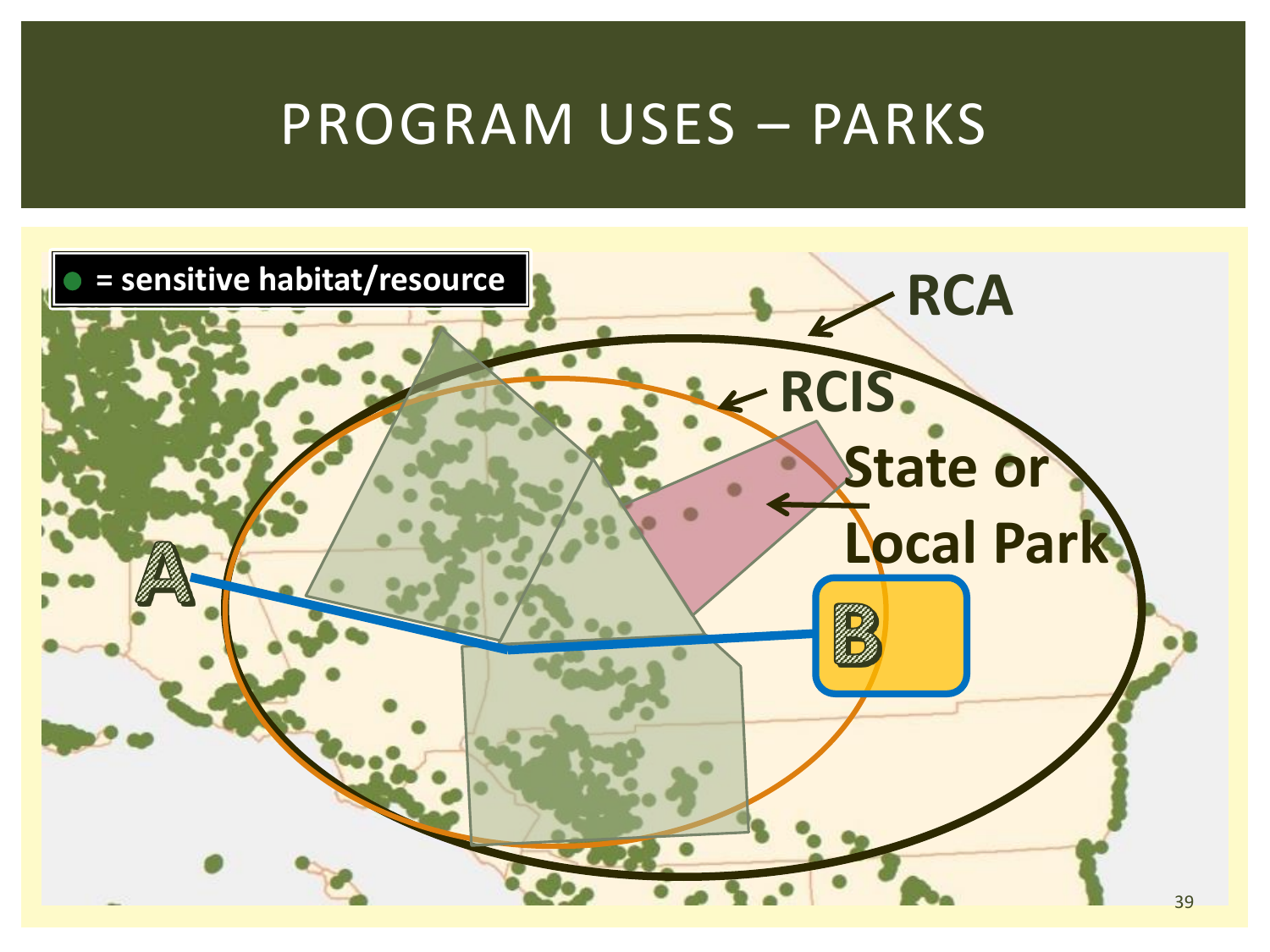# PROGRAM USES – PARKS

● = sensitive habitat/resource

RCA

RCIS

State or Local Park

A

B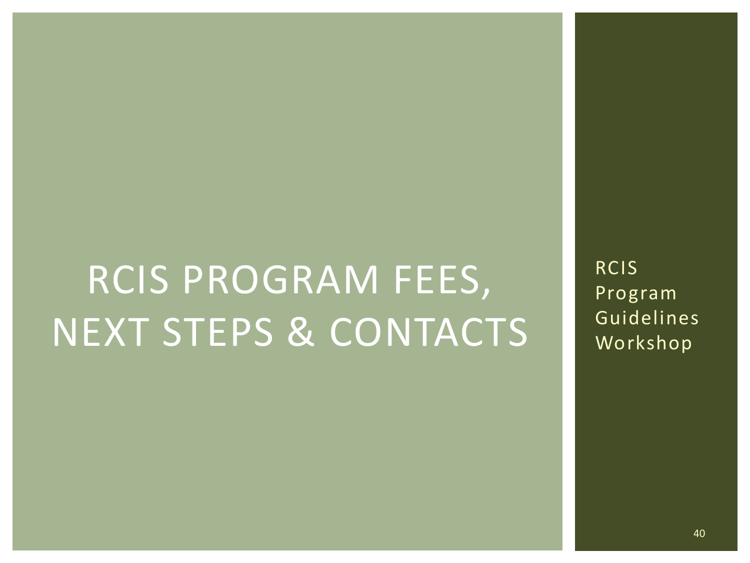# RCIS PROGRAM FEES, NEXT STEPS & CONTACTS

RCIS Program Guidelines Workshop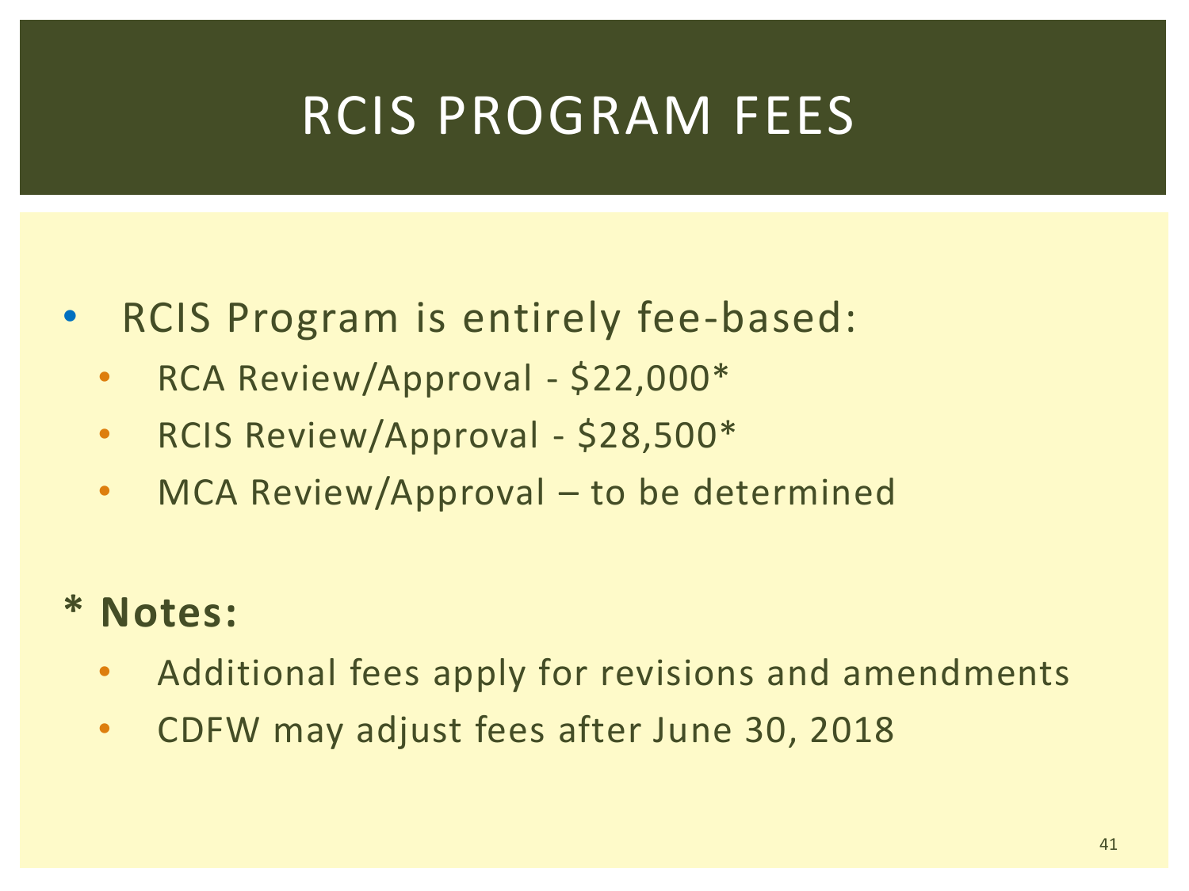# RCIS PROGRAM FEES

- RCIS Program is entirely fee-based:
  - RCA Review/Approval - $22,000*
  - RCIS Review/Approval - $28,500*
  - MCA Review/Approval – to be determined

**\* Notes:**

- Additional fees apply for revisions and amendments
- CDFW may adjust fees after June 30, 2018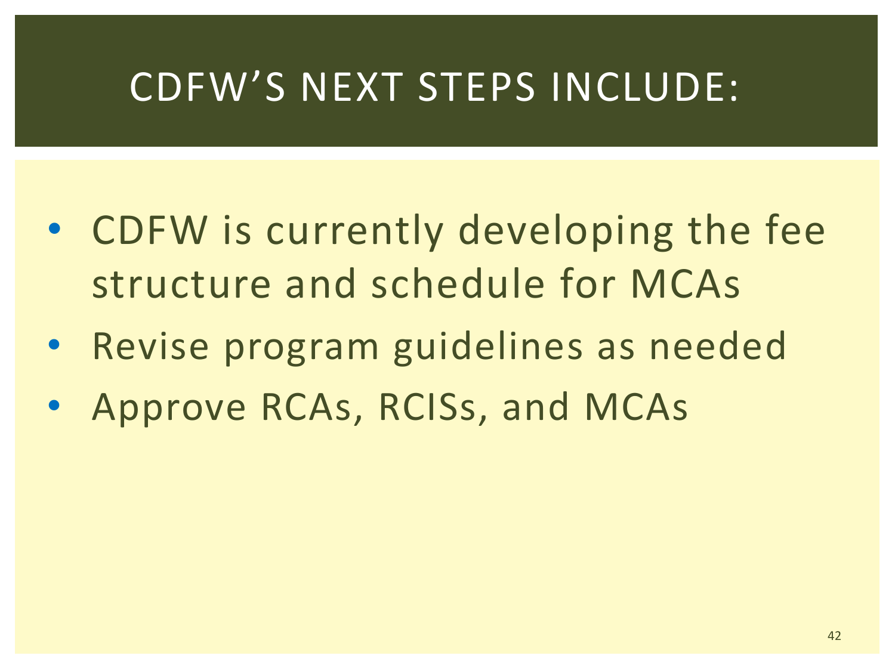# CDFW'S NEXT STEPS INCLUDE:

- CDFW is currently developing the fee structure and schedule for MCAs
- Revise program guidelines as needed
- Approve RCAs, RCISs, and MCAs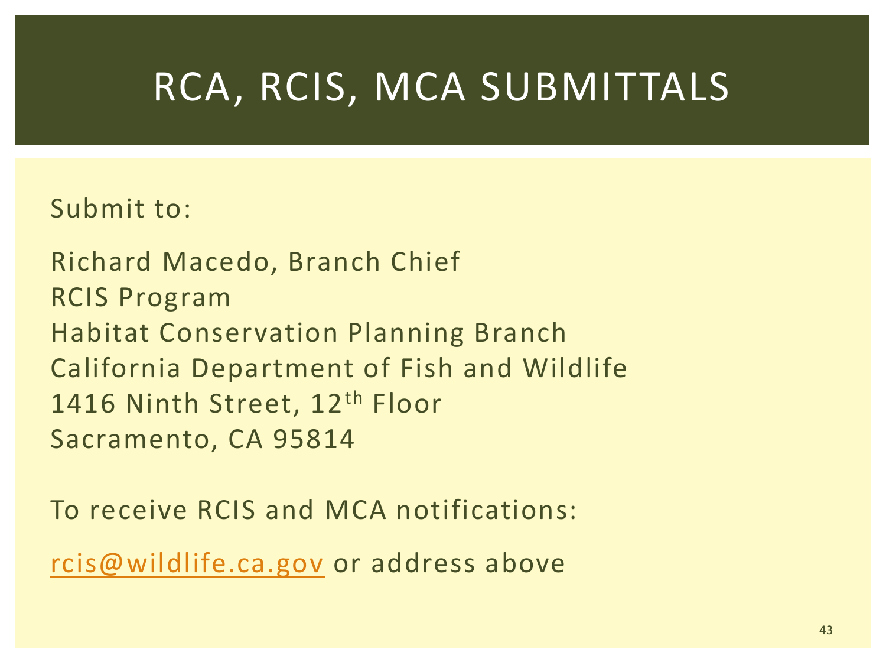# RCA, RCIS, MCA SUBMITTALS

Submit to:

Richard Macedo, Branch Chief
RCIS Program
Habitat Conservation Planning Branch
California Department of Fish and Wildlife
1416 Ninth Street, 12th Floor
Sacramento, CA 95814

To receive RCIS and MCA notifications:

rcis@wildlife.ca.gov or address above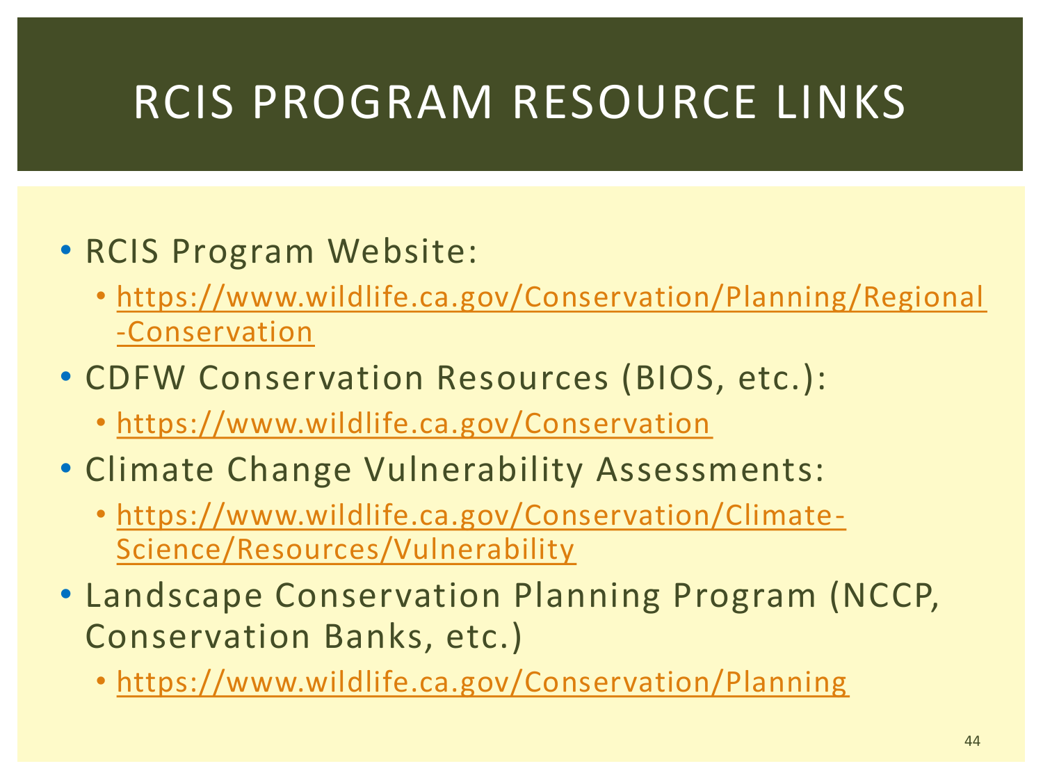# RCIS PROGRAM RESOURCE LINKS

- RCIS Program Website:
  - https://www.wildlife.ca.gov/Conservation/Planning/Regional-Conservation
- CDFW Conservation Resources (BIOS, etc.):
  - https://www.wildlife.ca.gov/Conservation
- Climate Change Vulnerability Assessments:
  - https://www.wildlife.ca.gov/Conservation/Climate-Science/Resources/Vulnerability
- Landscape Conservation Planning Program (NCCP, Conservation Banks, etc.)
  - https://www.wildlife.ca.gov/Conservation/Planning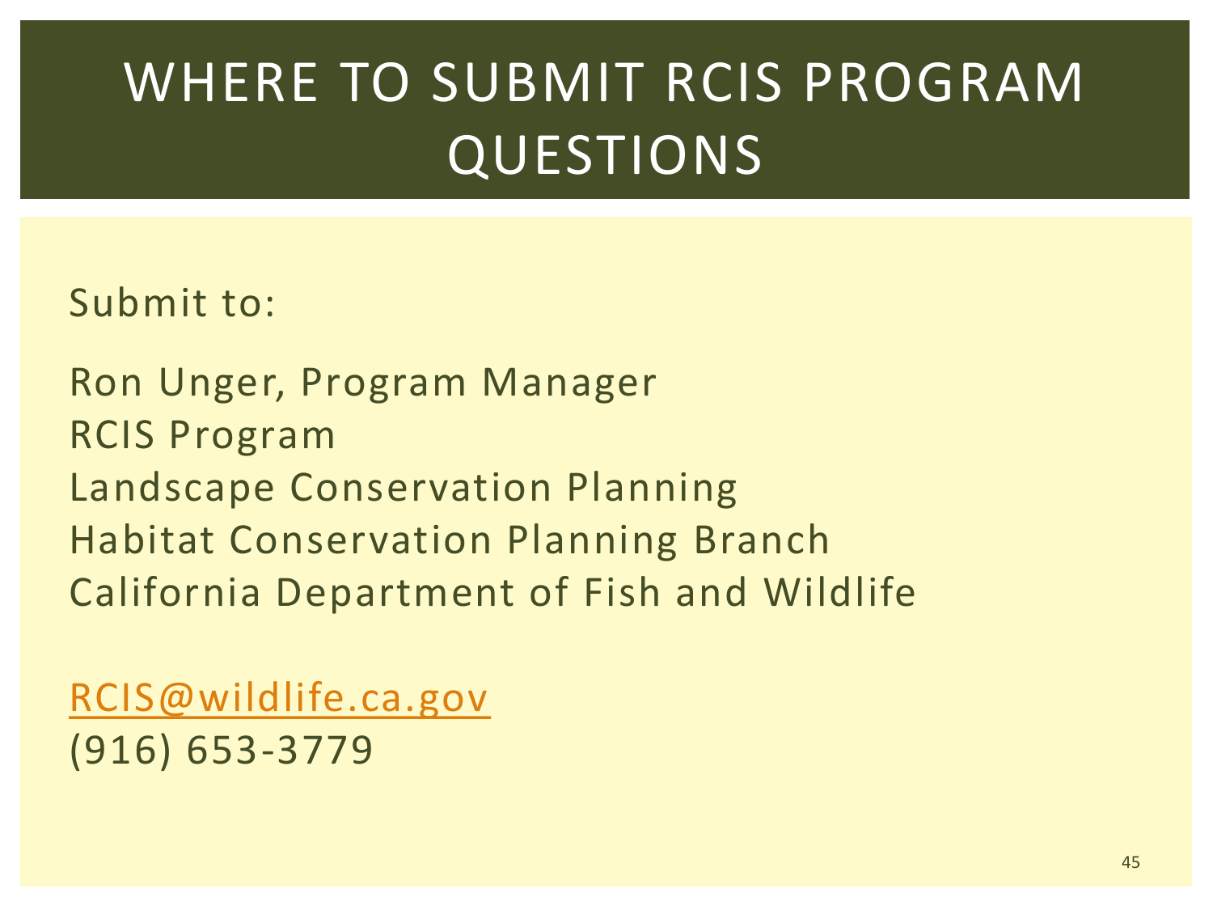# WHERE TO SUBMIT RCIS PROGRAM QUESTIONS

Submit to:

Ron Unger, Program Manager
RCIS Program
Landscape Conservation Planning
Habitat Conservation Planning Branch
California Department of Fish and Wildlife

RCIS@wildlife.ca.gov
(916) 653-3779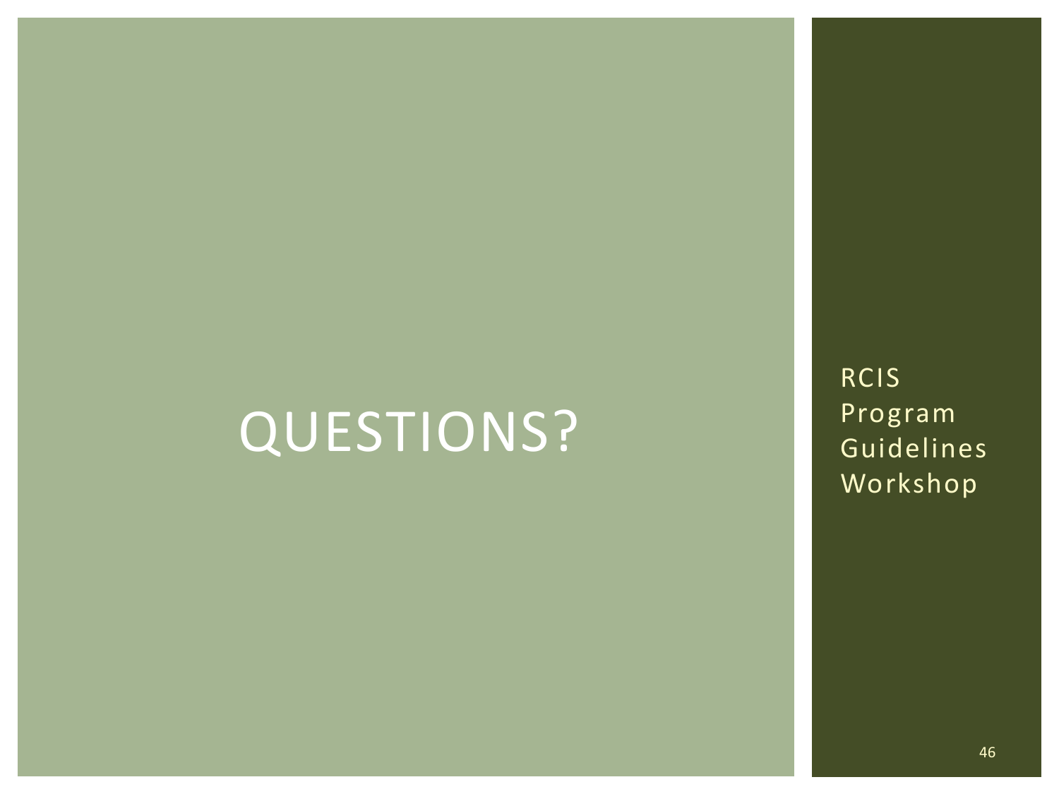# QUESTIONS?

RCIS Program Guidelines Workshop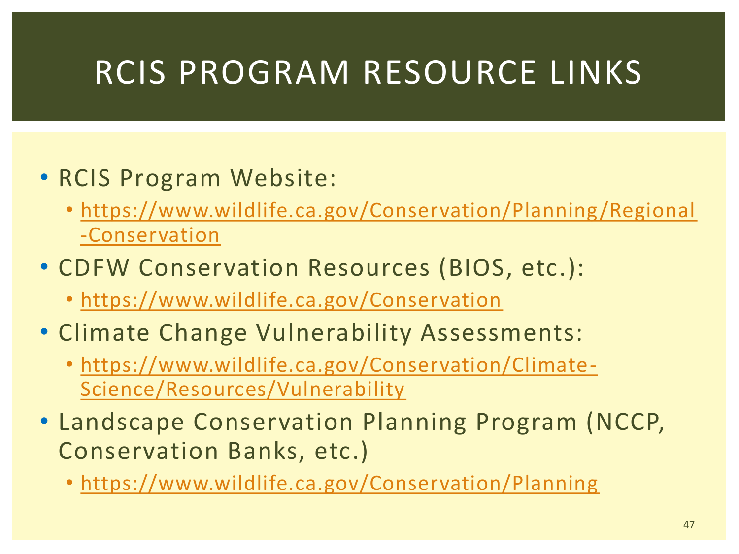# RCIS PROGRAM RESOURCE LINKS

- RCIS Program Website:
  - https://www.wildlife.ca.gov/Conservation/Planning/Regional-Conservation
- CDFW Conservation Resources (BIOS, etc.):
  - https://www.wildlife.ca.gov/Conservation
- Climate Change Vulnerability Assessments:
  - https://www.wildlife.ca.gov/Conservation/Climate-Science/Resources/Vulnerability
- Landscape Conservation Planning Program (NCCP, Conservation Banks, etc.)
  - https://www.wildlife.ca.gov/Conservation/Planning